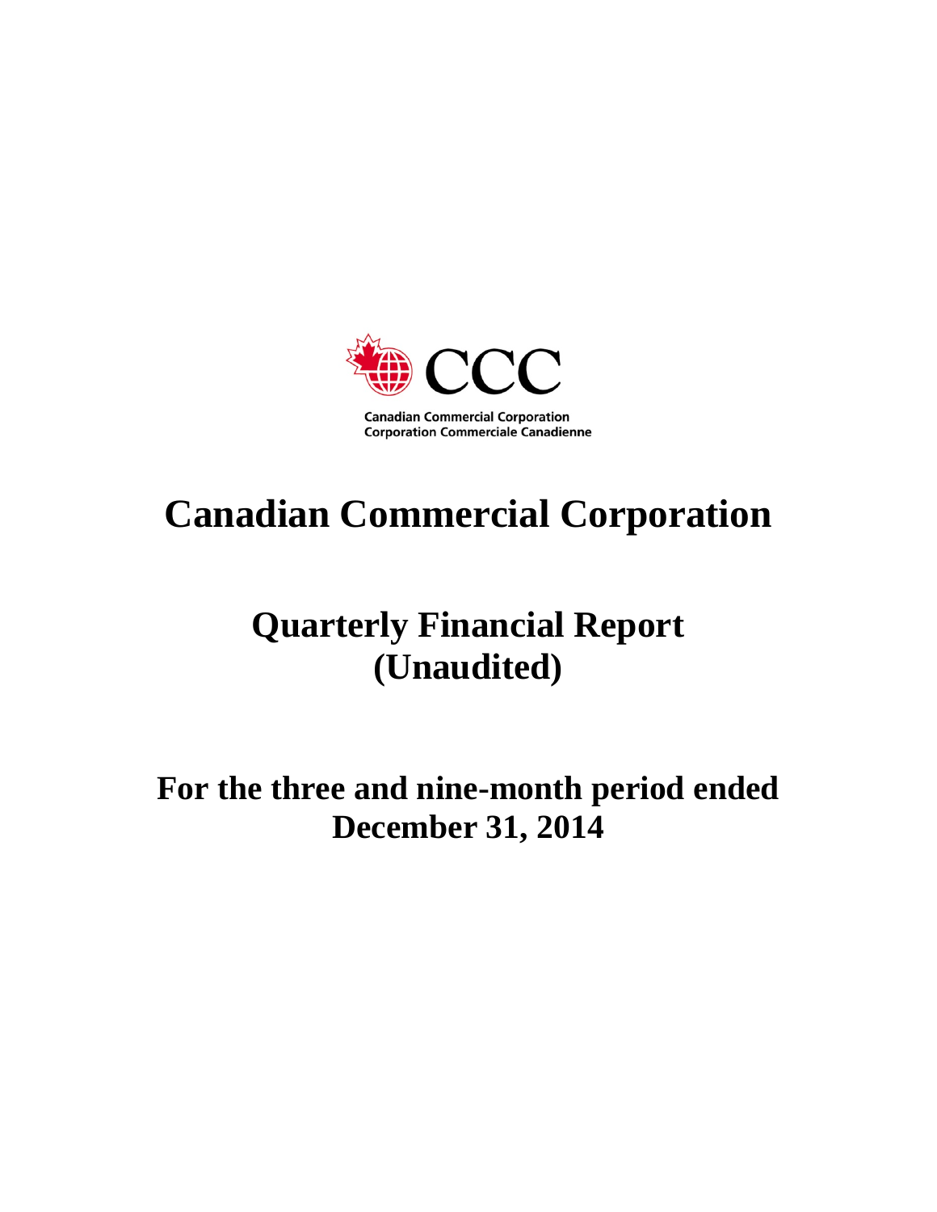CCC

Canadian Commercial Corporation
Corporation Commerciale Canadienne

# Canadian Commercial Corporation

# Quarterly Financial Report (Unaudited)

## For the three and nine-month period ended December 31, 2014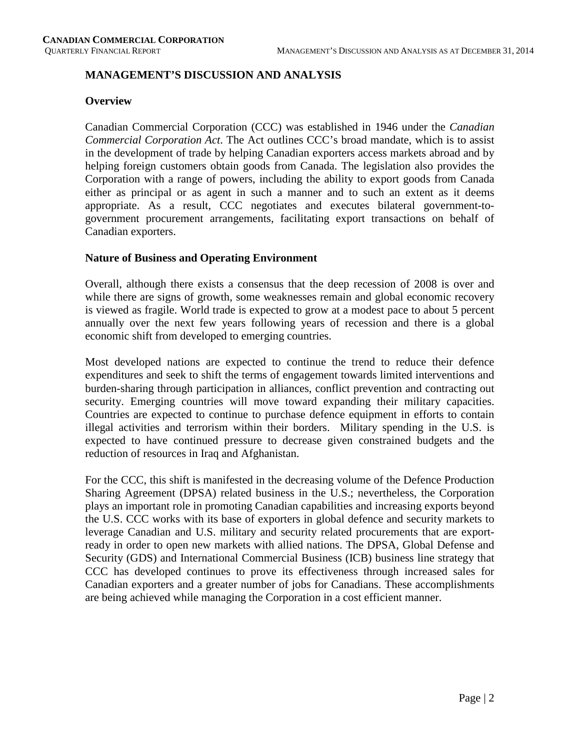## MANAGEMENT'S DISCUSSION AND ANALYSIS

### Overview

Canadian Commercial Corporation (CCC) was established in 1946 under the *Canadian Commercial Corporation Act*. The Act outlines CCC's broad mandate, which is to assist in the development of trade by helping Canadian exporters access markets abroad and by helping foreign customers obtain goods from Canada. The legislation also provides the Corporation with a range of powers, including the ability to export goods from Canada either as principal or as agent in such a manner and to such an extent as it deems appropriate. As a result, CCC negotiates and executes bilateral government-to-government procurement arrangements, facilitating export transactions on behalf of Canadian exporters.

### Nature of Business and Operating Environment

Overall, although there exists a consensus that the deep recession of 2008 is over and while there are signs of growth, some weaknesses remain and global economic recovery is viewed as fragile. World trade is expected to grow at a modest pace to about 5 percent annually over the next few years following years of recession and there is a global economic shift from developed to emerging countries.

Most developed nations are expected to continue the trend to reduce their defence expenditures and seek to shift the terms of engagement towards limited interventions and burden-sharing through participation in alliances, conflict prevention and contracting out security. Emerging countries will move toward expanding their military capacities. Countries are expected to continue to purchase defence equipment in efforts to contain illegal activities and terrorism within their borders. Military spending in the U.S. is expected to have continued pressure to decrease given constrained budgets and the reduction of resources in Iraq and Afghanistan.

For the CCC, this shift is manifested in the decreasing volume of the Defence Production Sharing Agreement (DPSA) related business in the U.S.; nevertheless, the Corporation plays an important role in promoting Canadian capabilities and increasing exports beyond the U.S. CCC works with its base of exporters in global defence and security markets to leverage Canadian and U.S. military and security related procurements that are export-ready in order to open new markets with allied nations. The DPSA, Global Defense and Security (GDS) and International Commercial Business (ICB) business line strategy that CCC has developed continues to prove its effectiveness through increased sales for Canadian exporters and a greater number of jobs for Canadians. These accomplishments are being achieved while managing the Corporation in a cost efficient manner.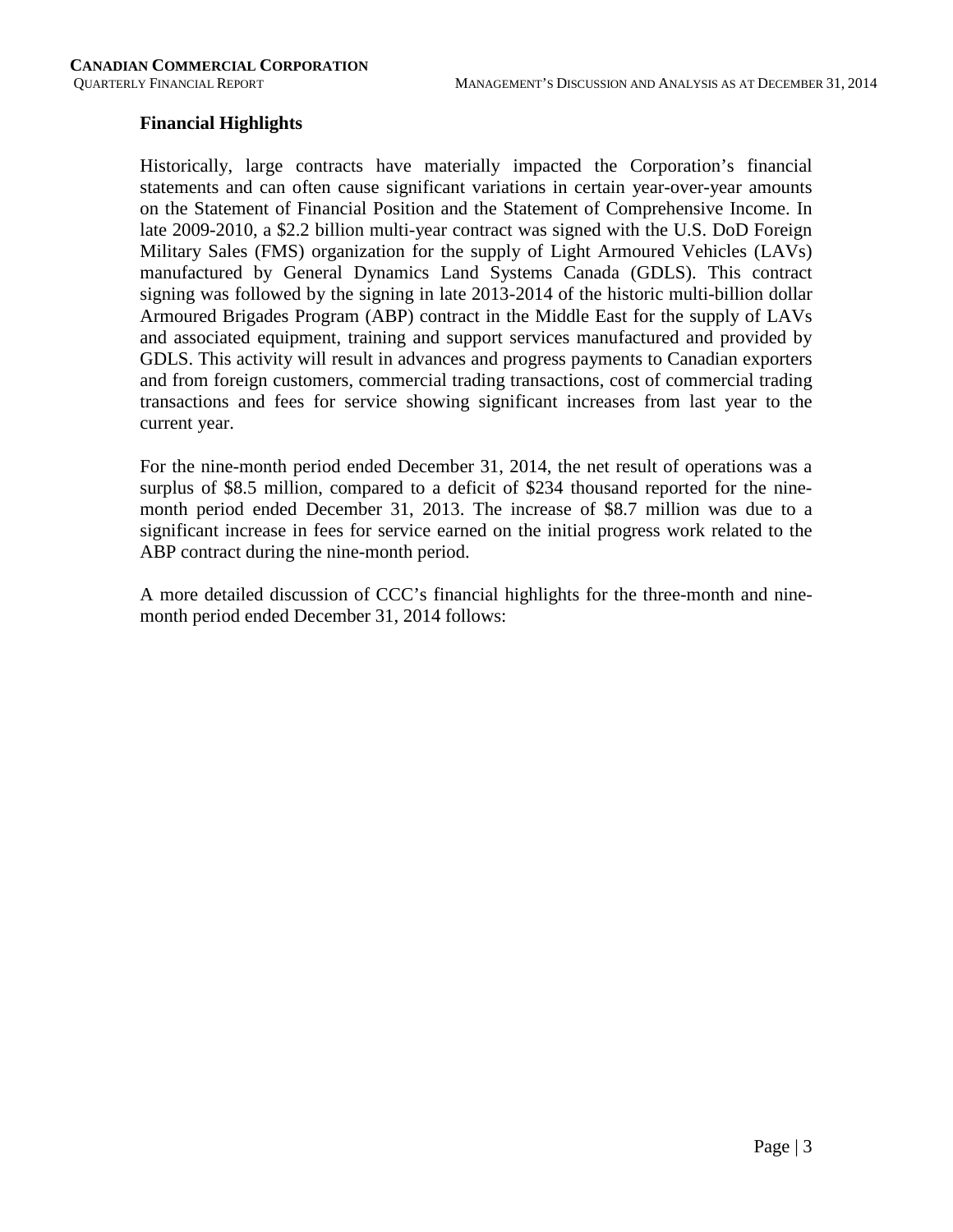## Financial Highlights

Historically, large contracts have materially impacted the Corporation's financial statements and can often cause significant variations in certain year-over-year amounts on the Statement of Financial Position and the Statement of Comprehensive Income. In late 2009-2010, a $2.2 billion multi-year contract was signed with the U.S. DoD Foreign Military Sales (FMS) organization for the supply of Light Armoured Vehicles (LAVs) manufactured by General Dynamics Land Systems Canada (GDLS). This contract signing was followed by the signing in late 2013-2014 of the historic multi-billion dollar Armoured Brigades Program (ABP) contract in the Middle East for the supply of LAVs and associated equipment, training and support services manufactured and provided by GDLS. This activity will result in advances and progress payments to Canadian exporters and from foreign customers, commercial trading transactions, cost of commercial trading transactions and fees for service showing significant increases from last year to the current year.

For the nine-month period ended December 31, 2014, the net result of operations was a surplus of $8.5 million, compared to a deficit of $234 thousand reported for the nine-month period ended December 31, 2013. The increase of $8.7 million was due to a significant increase in fees for service earned on the initial progress work related to the ABP contract during the nine-month period.

A more detailed discussion of CCC's financial highlights for the three-month and nine-month period ended December 31, 2014 follows: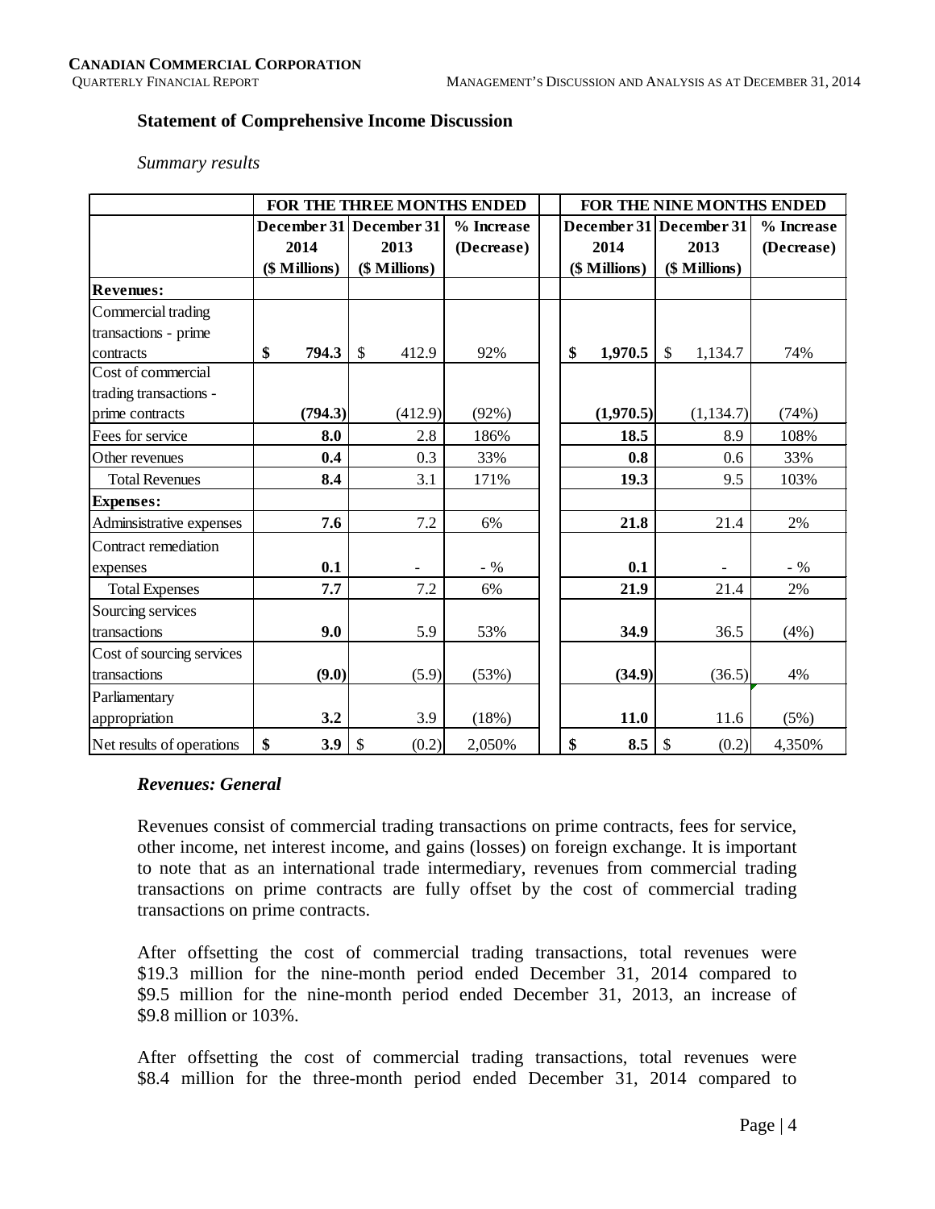### Statement of Comprehensive Income Discussion

*Summary results*

| | FOR THE THREE MONTHS ENDED | | | FOR THE NINE MONTHS ENDED | | |
|---|---|---|---|---|---|---|
| | December 31 2014 ($ Millions) | December 31 2013 ($ Millions) | % Increase (Decrease) | December 31 2014 ($ Millions) | December 31 2013 ($ Millions) | % Increase (Decrease) |
| **Revenues:** | | | | | | |
| Commercial trading transactions - prime contracts | **$ 794.3** | $ 412.9 | 92% | **$ 1,970.5** | $ 1,134.7 | 74% |
| Cost of commercial trading transactions - prime contracts | **(794.3)** | (412.9) | (92%) | **(1,970.5)** | (1,134.7) | (74%) |
| Fees for service | **8.0** | 2.8 | 186% | **18.5** | 8.9 | 108% |
| Other revenues | **0.4** | 0.3 | 33% | **0.8** | 0.6 | 33% |
| Total Revenues | **8.4** | 3.1 | 171% | **19.3** | 9.5 | 103% |
| **Expenses:** | | | | | | |
| Adminsistrative expenses | **7.6** | 7.2 | 6% | **21.8** | 21.4 | 2% |
| Contract remediation expenses | **0.1** | - | - % | **0.1** | - | - % |
| Total Expenses | **7.7** | 7.2 | 6% | **21.9** | 21.4 | 2% |
| Sourcing services transactions | **9.0** | 5.9 | 53% | **34.9** | 36.5 | (4%) |
| Cost of sourcing services transactions | **(9.0)** | (5.9) | (53%) | **(34.9)** | (36.5) | 4% |
| Parliamentary appropriation | **3.2** | 3.9 | (18%) | **11.0** | 11.6 | (5%) |
| Net results of operations | **$ 3.9** | $ (0.2) | 2,050% | **$ 8.5** | $ (0.2) | 4,350% |

***Revenues: General***

Revenues consist of commercial trading transactions on prime contracts, fees for service, other income, net interest income, and gains (losses) on foreign exchange. It is important to note that as an international trade intermediary, revenues from commercial trading transactions on prime contracts are fully offset by the cost of commercial trading transactions on prime contracts.

After offsetting the cost of commercial trading transactions, total revenues were $19.3 million for the nine-month period ended December 31, 2014 compared to $9.5 million for the nine-month period ended December 31, 2013, an increase of $9.8 million or 103%.

After offsetting the cost of commercial trading transactions, total revenues were $8.4 million for the three-month period ended December 31, 2014 compared to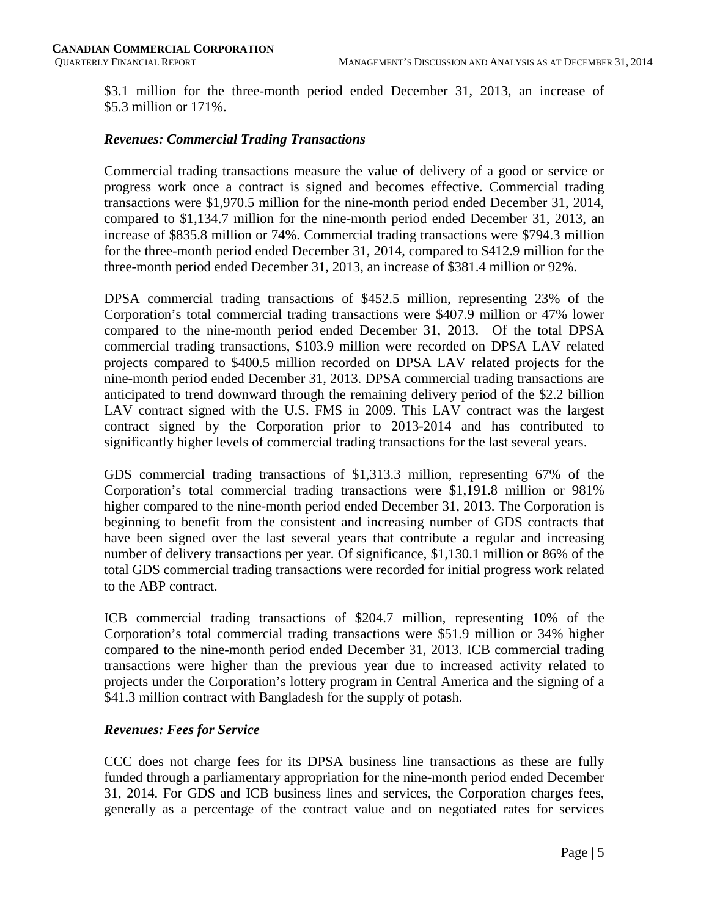$3.1 million for the three-month period ended December 31, 2013, an increase of $5.3 million or 171%.

### *Revenues: Commercial Trading Transactions*

Commercial trading transactions measure the value of delivery of a good or service or progress work once a contract is signed and becomes effective. Commercial trading transactions were $1,970.5 million for the nine-month period ended December 31, 2014, compared to $1,134.7 million for the nine-month period ended December 31, 2013, an increase of $835.8 million or 74%. Commercial trading transactions were $794.3 million for the three-month period ended December 31, 2014, compared to $412.9 million for the three-month period ended December 31, 2013, an increase of $381.4 million or 92%.

DPSA commercial trading transactions of $452.5 million, representing 23% of the Corporation's total commercial trading transactions were $407.9 million or 47% lower compared to the nine-month period ended December 31, 2013. Of the total DPSA commercial trading transactions, $103.9 million were recorded on DPSA LAV related projects compared to $400.5 million recorded on DPSA LAV related projects for the nine-month period ended December 31, 2013. DPSA commercial trading transactions are anticipated to trend downward through the remaining delivery period of the $2.2 billion LAV contract signed with the U.S. FMS in 2009. This LAV contract was the largest contract signed by the Corporation prior to 2013-2014 and has contributed to significantly higher levels of commercial trading transactions for the last several years.

GDS commercial trading transactions of $1,313.3 million, representing 67% of the Corporation's total commercial trading transactions were $1,191.8 million or 981% higher compared to the nine-month period ended December 31, 2013. The Corporation is beginning to benefit from the consistent and increasing number of GDS contracts that have been signed over the last several years that contribute a regular and increasing number of delivery transactions per year. Of significance, $1,130.1 million or 86% of the total GDS commercial trading transactions were recorded for initial progress work related to the ABP contract.

ICB commercial trading transactions of $204.7 million, representing 10% of the Corporation's total commercial trading transactions were $51.9 million or 34% higher compared to the nine-month period ended December 31, 2013. ICB commercial trading transactions were higher than the previous year due to increased activity related to projects under the Corporation's lottery program in Central America and the signing of a $41.3 million contract with Bangladesh for the supply of potash.

### *Revenues: Fees for Service*

CCC does not charge fees for its DPSA business line transactions as these are fully funded through a parliamentary appropriation for the nine-month period ended December 31, 2014. For GDS and ICB business lines and services, the Corporation charges fees, generally as a percentage of the contract value and on negotiated rates for services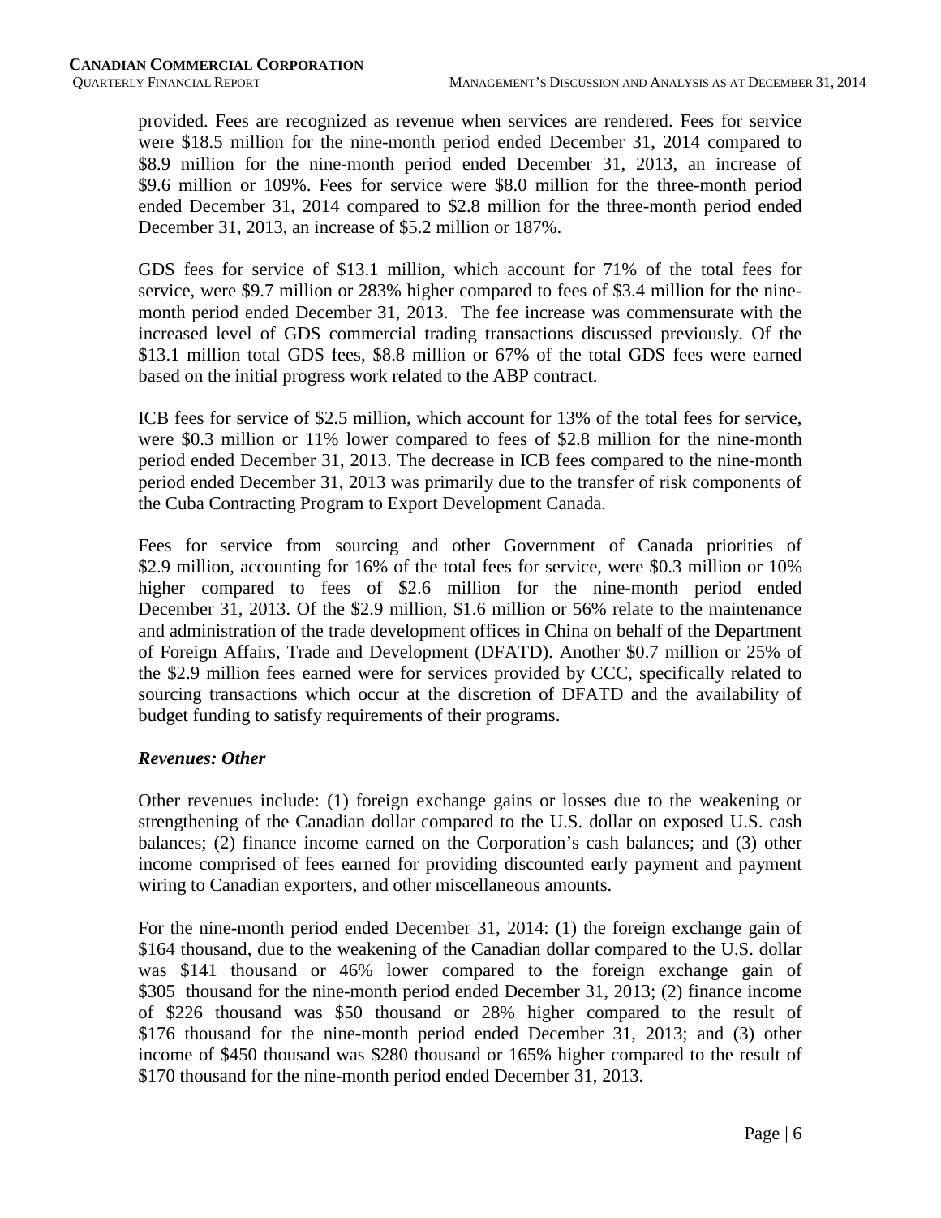provided. Fees are recognized as revenue when services are rendered. Fees for service were $18.5 million for the nine-month period ended December 31, 2014 compared to $8.9 million for the nine-month period ended December 31, 2013, an increase of $9.6 million or 109%. Fees for service were $8.0 million for the three-month period ended December 31, 2014 compared to $2.8 million for the three-month period ended December 31, 2013, an increase of $5.2 million or 187%.

GDS fees for service of $13.1 million, which account for 71% of the total fees for service, were $9.7 million or 283% higher compared to fees of $3.4 million for the nine-month period ended December 31, 2013. The fee increase was commensurate with the increased level of GDS commercial trading transactions discussed previously. Of the $13.1 million total GDS fees, $8.8 million or 67% of the total GDS fees were earned based on the initial progress work related to the ABP contract.

ICB fees for service of $2.5 million, which account for 13% of the total fees for service, were $0.3 million or 11% lower compared to fees of $2.8 million for the nine-month period ended December 31, 2013. The decrease in ICB fees compared to the nine-month period ended December 31, 2013 was primarily due to the transfer of risk components of the Cuba Contracting Program to Export Development Canada.

Fees for service from sourcing and other Government of Canada priorities of $2.9 million, accounting for 16% of the total fees for service, were $0.3 million or 10% higher compared to fees of $2.6 million for the nine-month period ended December 31, 2013. Of the $2.9 million, $1.6 million or 56% relate to the maintenance and administration of the trade development offices in China on behalf of the Department of Foreign Affairs, Trade and Development (DFATD). Another $0.7 million or 25% of the $2.9 million fees earned were for services provided by CCC, specifically related to sourcing transactions which occur at the discretion of DFATD and the availability of budget funding to satisfy requirements of their programs.

### *Revenues: Other*

Other revenues include: (1) foreign exchange gains or losses due to the weakening or strengthening of the Canadian dollar compared to the U.S. dollar on exposed U.S. cash balances; (2) finance income earned on the Corporation's cash balances; and (3) other income comprised of fees earned for providing discounted early payment and payment wiring to Canadian exporters, and other miscellaneous amounts.

For the nine-month period ended December 31, 2014: (1) the foreign exchange gain of $164 thousand, due to the weakening of the Canadian dollar compared to the U.S. dollar was $141 thousand or 46% lower compared to the foreign exchange gain of $305 thousand for the nine-month period ended December 31, 2013; (2) finance income of $226 thousand was $50 thousand or 28% higher compared to the result of $176 thousand for the nine-month period ended December 31, 2013; and (3) other income of $450 thousand was $280 thousand or 165% higher compared to the result of $170 thousand for the nine-month period ended December 31, 2013.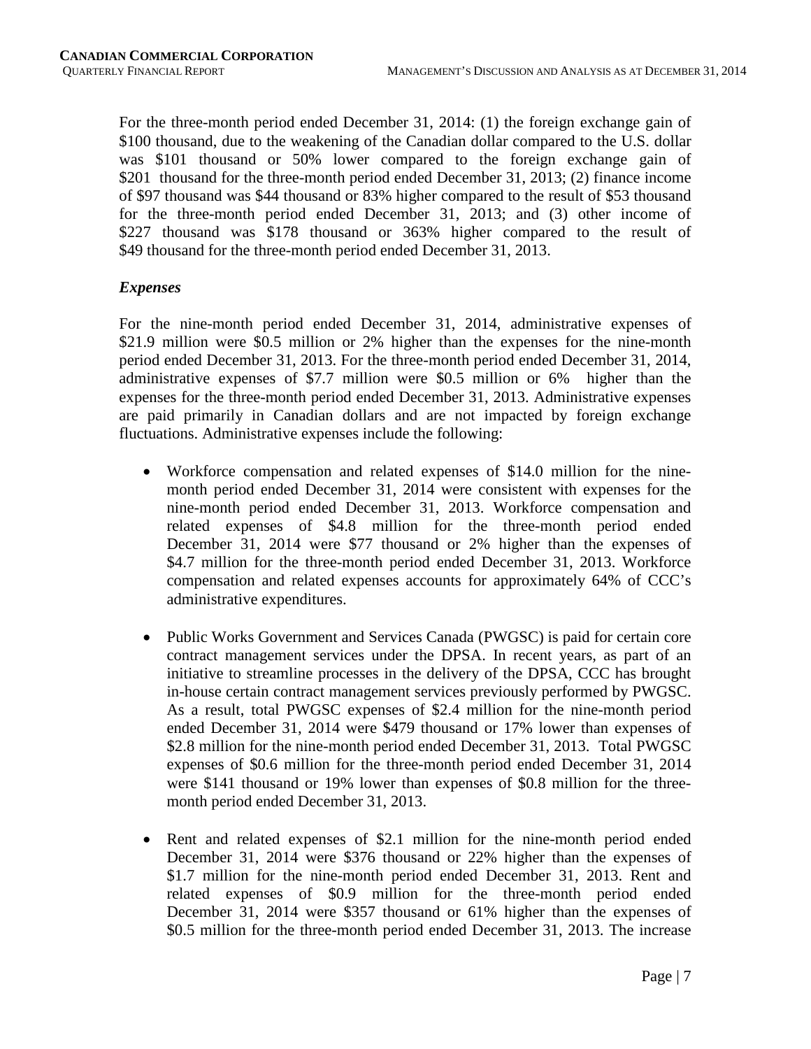For the three-month period ended December 31, 2014: (1) the foreign exchange gain of \$100 thousand, due to the weakening of the Canadian dollar compared to the U.S. dollar was \$101 thousand or 50% lower compared to the foreign exchange gain of \$201 thousand for the three-month period ended December 31, 2013; (2) finance income of \$97 thousand was \$44 thousand or 83% higher compared to the result of \$53 thousand for the three-month period ended December 31, 2013; and (3) other income of \$227 thousand was \$178 thousand or 363% higher compared to the result of \$49 thousand for the three-month period ended December 31, 2013.

### *Expenses*

For the nine-month period ended December 31, 2014, administrative expenses of \$21.9 million were \$0.5 million or 2% higher than the expenses for the nine-month period ended December 31, 2013. For the three-month period ended December 31, 2014, administrative expenses of \$7.7 million were \$0.5 million or 6% higher than the expenses for the three-month period ended December 31, 2013. Administrative expenses are paid primarily in Canadian dollars and are not impacted by foreign exchange fluctuations. Administrative expenses include the following:

- Workforce compensation and related expenses of \$14.0 million for the nine-month period ended December 31, 2014 were consistent with expenses for the nine-month period ended December 31, 2013. Workforce compensation and related expenses of \$4.8 million for the three-month period ended December 31, 2014 were \$77 thousand or 2% higher than the expenses of \$4.7 million for the three-month period ended December 31, 2013. Workforce compensation and related expenses accounts for approximately 64% of CCC's administrative expenditures.

- Public Works Government and Services Canada (PWGSC) is paid for certain core contract management services under the DPSA. In recent years, as part of an initiative to streamline processes in the delivery of the DPSA, CCC has brought in-house certain contract management services previously performed by PWGSC. As a result, total PWGSC expenses of \$2.4 million for the nine-month period ended December 31, 2014 were \$479 thousand or 17% lower than expenses of \$2.8 million for the nine-month period ended December 31, 2013. Total PWGSC expenses of \$0.6 million for the three-month period ended December 31, 2014 were \$141 thousand or 19% lower than expenses of \$0.8 million for the three-month period ended December 31, 2013.

- Rent and related expenses of \$2.1 million for the nine-month period ended December 31, 2014 were \$376 thousand or 22% higher than the expenses of \$1.7 million for the nine-month period ended December 31, 2013. Rent and related expenses of \$0.9 million for the three-month period ended December 31, 2014 were \$357 thousand or 61% higher than the expenses of \$0.5 million for the three-month period ended December 31, 2013. The increase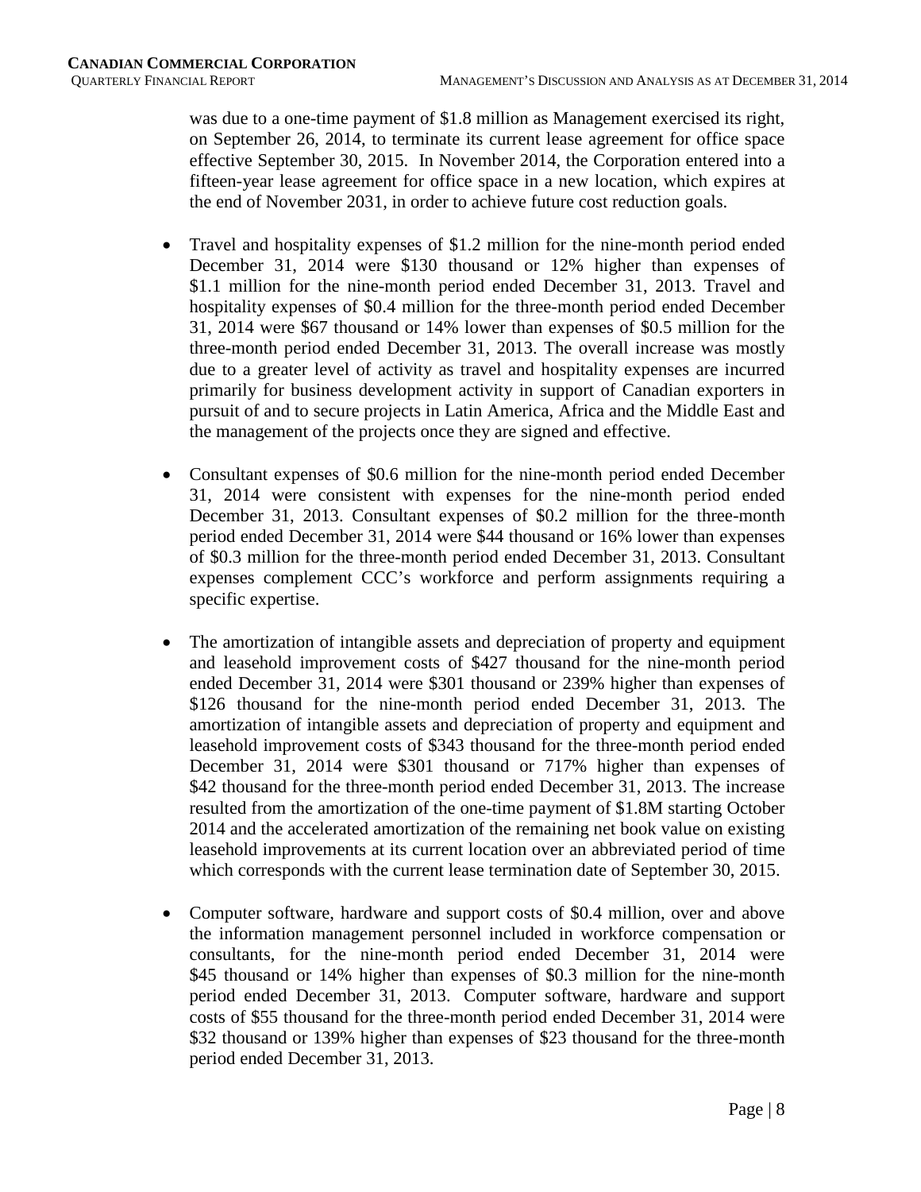was due to a one-time payment of $1.8 million as Management exercised its right, on September 26, 2014, to terminate its current lease agreement for office space effective September 30, 2015. In November 2014, the Corporation entered into a fifteen-year lease agreement for office space in a new location, which expires at the end of November 2031, in order to achieve future cost reduction goals.

- Travel and hospitality expenses of $1.2 million for the nine-month period ended December 31, 2014 were $130 thousand or 12% higher than expenses of $1.1 million for the nine-month period ended December 31, 2013. Travel and hospitality expenses of $0.4 million for the three-month period ended December 31, 2014 were $67 thousand or 14% lower than expenses of $0.5 million for the three-month period ended December 31, 2013. The overall increase was mostly due to a greater level of activity as travel and hospitality expenses are incurred primarily for business development activity in support of Canadian exporters in pursuit of and to secure projects in Latin America, Africa and the Middle East and the management of the projects once they are signed and effective.

- Consultant expenses of $0.6 million for the nine-month period ended December 31, 2014 were consistent with expenses for the nine-month period ended December 31, 2013. Consultant expenses of $0.2 million for the three-month period ended December 31, 2014 were $44 thousand or 16% lower than expenses of $0.3 million for the three-month period ended December 31, 2013. Consultant expenses complement CCC's workforce and perform assignments requiring a specific expertise.

- The amortization of intangible assets and depreciation of property and equipment and leasehold improvement costs of $427 thousand for the nine-month period ended December 31, 2014 were $301 thousand or 239% higher than expenses of $126 thousand for the nine-month period ended December 31, 2013. The amortization of intangible assets and depreciation of property and equipment and leasehold improvement costs of $343 thousand for the three-month period ended December 31, 2014 were $301 thousand or 717% higher than expenses of $42 thousand for the three-month period ended December 31, 2013. The increase resulted from the amortization of the one-time payment of $1.8M starting October 2014 and the accelerated amortization of the remaining net book value on existing leasehold improvements at its current location over an abbreviated period of time which corresponds with the current lease termination date of September 30, 2015.

- Computer software, hardware and support costs of $0.4 million, over and above the information management personnel included in workforce compensation or consultants, for the nine-month period ended December 31, 2014 were $45 thousand or 14% higher than expenses of $0.3 million for the nine-month period ended December 31, 2013. Computer software, hardware and support costs of $55 thousand for the three-month period ended December 31, 2014 were $32 thousand or 139% higher than expenses of $23 thousand for the three-month period ended December 31, 2013.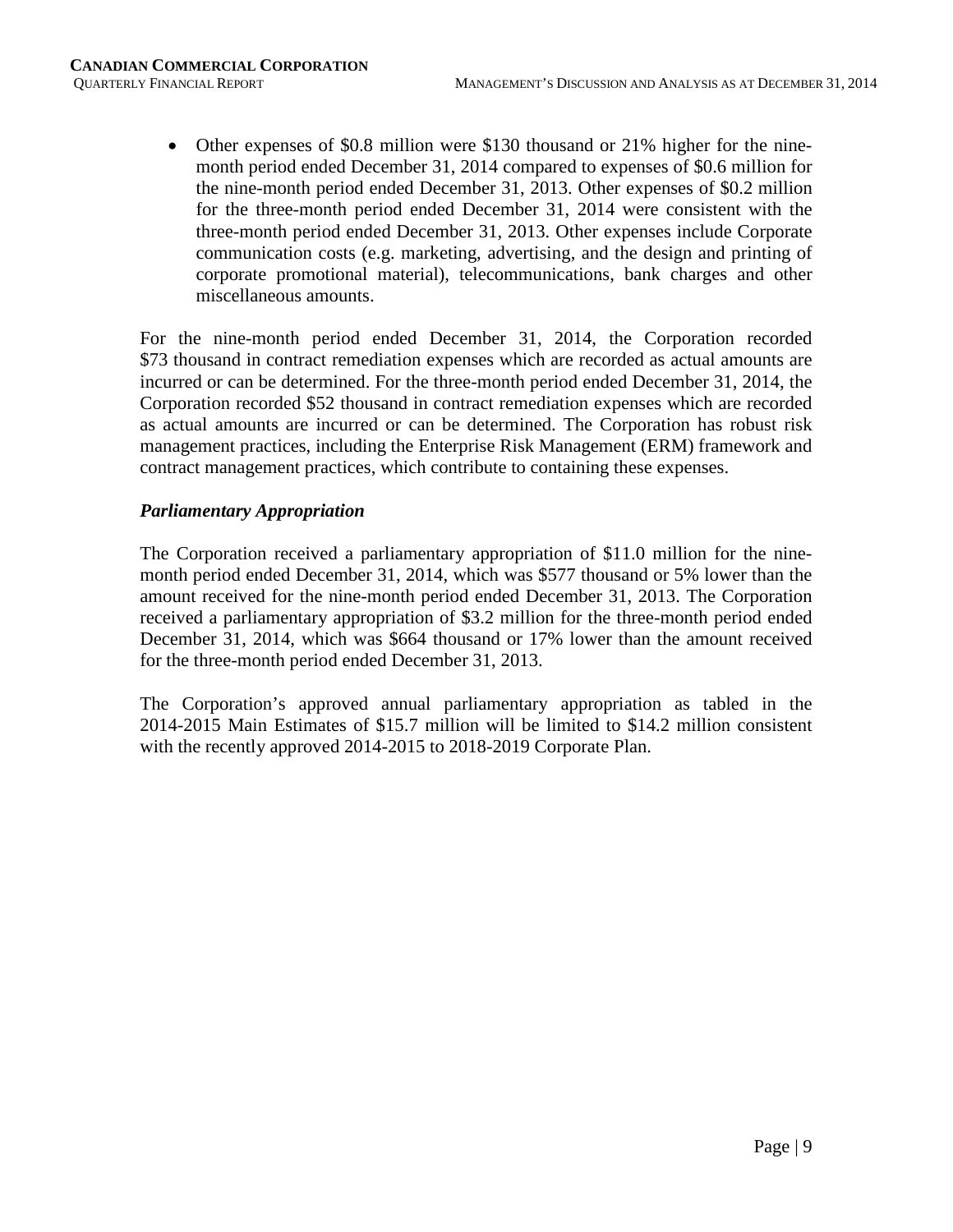- Other expenses of $0.8 million were $130 thousand or 21% higher for the nine-month period ended December 31, 2014 compared to expenses of $0.6 million for the nine-month period ended December 31, 2013. Other expenses of $0.2 million for the three-month period ended December 31, 2014 were consistent with the three-month period ended December 31, 2013. Other expenses include Corporate communication costs (e.g. marketing, advertising, and the design and printing of corporate promotional material), telecommunications, bank charges and other miscellaneous amounts.

For the nine-month period ended December 31, 2014, the Corporation recorded $73 thousand in contract remediation expenses which are recorded as actual amounts are incurred or can be determined. For the three-month period ended December 31, 2014, the Corporation recorded $52 thousand in contract remediation expenses which are recorded as actual amounts are incurred or can be determined. The Corporation has robust risk management practices, including the Enterprise Risk Management (ERM) framework and contract management practices, which contribute to containing these expenses.

### *Parliamentary Appropriation*

The Corporation received a parliamentary appropriation of $11.0 million for the nine-month period ended December 31, 2014, which was $577 thousand or 5% lower than the amount received for the nine-month period ended December 31, 2013. The Corporation received a parliamentary appropriation of $3.2 million for the three-month period ended December 31, 2014, which was $664 thousand or 17% lower than the amount received for the three-month period ended December 31, 2013.

The Corporation's approved annual parliamentary appropriation as tabled in the 2014-2015 Main Estimates of $15.7 million will be limited to $14.2 million consistent with the recently approved 2014-2015 to 2018-2019 Corporate Plan.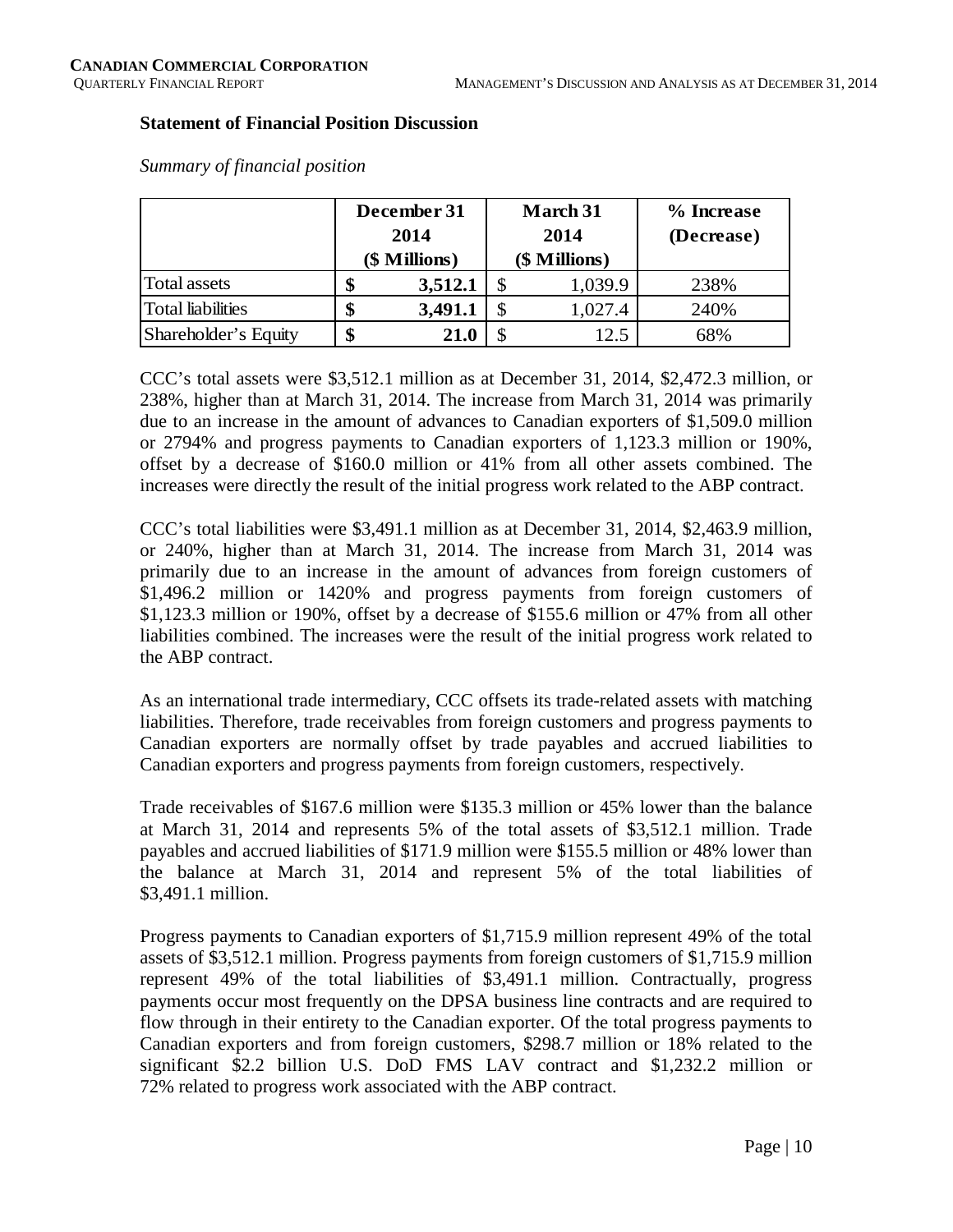### Statement of Financial Position Discussion

*Summary of financial position*

| | December 31 2014 ($ Millions) | March 31 2014 ($ Millions) | % Increase (Decrease) |
|---|---|---|---|
| Total assets | **$ 3,512.1** | $ 1,039.9 | 238% |
| Total liabilities | **$ 3,491.1** | $ 1,027.4 | 240% |
| Shareholder's Equity | **$ 21.0** | $ 12.5 | 68% |

CCC's total assets were $3,512.1 million as at December 31, 2014, $2,472.3 million, or 238%, higher than at March 31, 2014. The increase from March 31, 2014 was primarily due to an increase in the amount of advances to Canadian exporters of $1,509.0 million or 2794% and progress payments to Canadian exporters of 1,123.3 million or 190%, offset by a decrease of $160.0 million or 41% from all other assets combined. The increases were directly the result of the initial progress work related to the ABP contract.

CCC's total liabilities were $3,491.1 million as at December 31, 2014, $2,463.9 million, or 240%, higher than at March 31, 2014. The increase from March 31, 2014 was primarily due to an increase in the amount of advances from foreign customers of $1,496.2 million or 1420% and progress payments from foreign customers of $1,123.3 million or 190%, offset by a decrease of $155.6 million or 47% from all other liabilities combined. The increases were the result of the initial progress work related to the ABP contract.

As an international trade intermediary, CCC offsets its trade-related assets with matching liabilities. Therefore, trade receivables from foreign customers and progress payments to Canadian exporters are normally offset by trade payables and accrued liabilities to Canadian exporters and progress payments from foreign customers, respectively.

Trade receivables of $167.6 million were $135.3 million or 45% lower than the balance at March 31, 2014 and represents 5% of the total assets of $3,512.1 million. Trade payables and accrued liabilities of $171.9 million were $155.5 million or 48% lower than the balance at March 31, 2014 and represent 5% of the total liabilities of $3,491.1 million.

Progress payments to Canadian exporters of $1,715.9 million represent 49% of the total assets of $3,512.1 million. Progress payments from foreign customers of $1,715.9 million represent 49% of the total liabilities of $3,491.1 million. Contractually, progress payments occur most frequently on the DPSA business line contracts and are required to flow through in their entirety to the Canadian exporter. Of the total progress payments to Canadian exporters and from foreign customers, $298.7 million or 18% related to the significant $2.2 billion U.S. DoD FMS LAV contract and $1,232.2 million or 72% related to progress work associated with the ABP contract.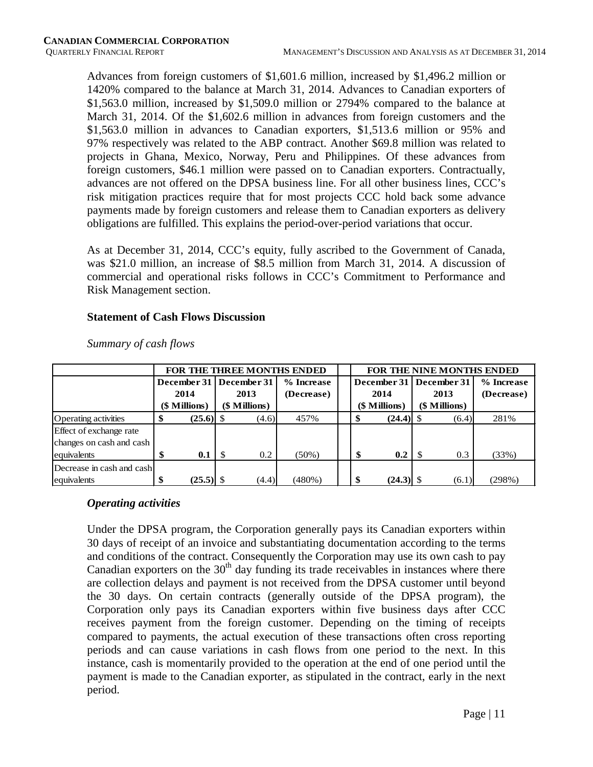Advances from foreign customers of $1,601.6 million, increased by $1,496.2 million or 1420% compared to the balance at March 31, 2014. Advances to Canadian exporters of $1,563.0 million, increased by $1,509.0 million or 2794% compared to the balance at March 31, 2014. Of the $1,602.6 million in advances from foreign customers and the $1,563.0 million in advances to Canadian exporters, $1,513.6 million or 95% and 97% respectively was related to the ABP contract. Another $69.8 million was related to projects in Ghana, Mexico, Norway, Peru and Philippines. Of these advances from foreign customers, $46.1 million were passed on to Canadian exporters. Contractually, advances are not offered on the DPSA business line. For all other business lines, CCC's risk mitigation practices require that for most projects CCC hold back some advance payments made by foreign customers and release them to Canadian exporters as delivery obligations are fulfilled. This explains the period-over-period variations that occur.

As at December 31, 2014, CCC's equity, fully ascribed to the Government of Canada, was $21.0 million, an increase of $8.5 million from March 31, 2014. A discussion of commercial and operational risks follows in CCC's Commitment to Performance and Risk Management section.

### Statement of Cash Flows Discussion

*Summary of cash flows*

| | FOR THE THREE MONTHS ENDED | | | FOR THE NINE MONTHS ENDED | | |
|---|---|---|---|---|---|---|
| | December 31 2014 ($ Millions) | December 31 2013 ($ Millions) | % Increase (Decrease) | December 31 2014 ($ Millions) | December 31 2013 ($ Millions) | % Increase (Decrease) |
| Operating activities | **$ (25.6)** | $ (4.6) | 457% | **$ (24.4)** | $ (6.4) | 281% |
| Effect of exchange rate changes on cash and cash equivalents | **$ 0.1** | $ 0.2 | (50%) | **$ 0.2** | $ 0.3 | (33%) |
| Decrease in cash and cash equivalents | **$ (25.5)** | $ (4.4) | (480%) | **$ (24.3)** | $ (6.1) | (298%) |

#### *Operating activities*

Under the DPSA program, the Corporation generally pays its Canadian exporters within 30 days of receipt of an invoice and substantiating documentation according to the terms and conditions of the contract. Consequently the Corporation may use its own cash to pay Canadian exporters on the 30th day funding its trade receivables in instances where there are collection delays and payment is not received from the DPSA customer until beyond the 30 days. On certain contracts (generally outside of the DPSA program), the Corporation only pays its Canadian exporters within five business days after CCC receives payment from the foreign customer. Depending on the timing of receipts compared to payments, the actual execution of these transactions often cross reporting periods and can cause variations in cash flows from one period to the next. In this instance, cash is momentarily provided to the operation at the end of one period until the payment is made to the Canadian exporter, as stipulated in the contract, early in the next period.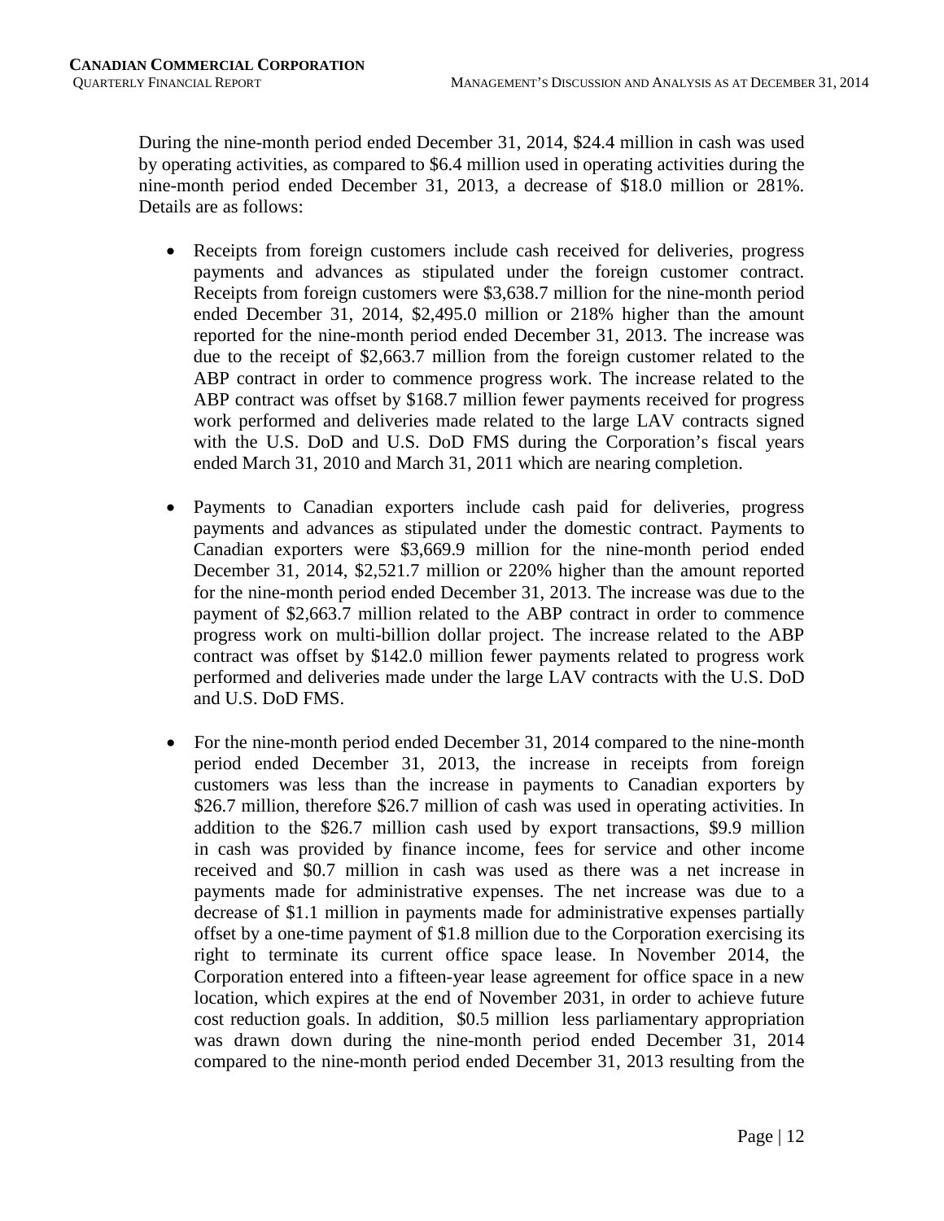During the nine-month period ended December 31, 2014, $24.4 million in cash was used by operating activities, as compared to $6.4 million used in operating activities during the nine-month period ended December 31, 2013, a decrease of $18.0 million or 281%. Details are as follows:

- Receipts from foreign customers include cash received for deliveries, progress payments and advances as stipulated under the foreign customer contract. Receipts from foreign customers were $3,638.7 million for the nine-month period ended December 31, 2014, $2,495.0 million or 218% higher than the amount reported for the nine-month period ended December 31, 2013. The increase was due to the receipt of $2,663.7 million from the foreign customer related to the ABP contract in order to commence progress work. The increase related to the ABP contract was offset by $168.7 million fewer payments received for progress work performed and deliveries made related to the large LAV contracts signed with the U.S. DoD and U.S. DoD FMS during the Corporation's fiscal years ended March 31, 2010 and March 31, 2011 which are nearing completion.

- Payments to Canadian exporters include cash paid for deliveries, progress payments and advances as stipulated under the domestic contract. Payments to Canadian exporters were $3,669.9 million for the nine-month period ended December 31, 2014, $2,521.7 million or 220% higher than the amount reported for the nine-month period ended December 31, 2013. The increase was due to the payment of $2,663.7 million related to the ABP contract in order to commence progress work on multi-billion dollar project. The increase related to the ABP contract was offset by $142.0 million fewer payments related to progress work performed and deliveries made under the large LAV contracts with the U.S. DoD and U.S. DoD FMS.

- For the nine-month period ended December 31, 2014 compared to the nine-month period ended December 31, 2013, the increase in receipts from foreign customers was less than the increase in payments to Canadian exporters by $26.7 million, therefore $26.7 million of cash was used in operating activities. In addition to the $26.7 million cash used by export transactions, $9.9 million in cash was provided by finance income, fees for service and other income received and $0.7 million in cash was used as there was a net increase in payments made for administrative expenses. The net increase was due to a decrease of $1.1 million in payments made for administrative expenses partially offset by a one-time payment of $1.8 million due to the Corporation exercising its right to terminate its current office space lease. In November 2014, the Corporation entered into a fifteen-year lease agreement for office space in a new location, which expires at the end of November 2031, in order to achieve future cost reduction goals. In addition, $0.5 million less parliamentary appropriation was drawn down during the nine-month period ended December 31, 2014 compared to the nine-month period ended December 31, 2013 resulting from the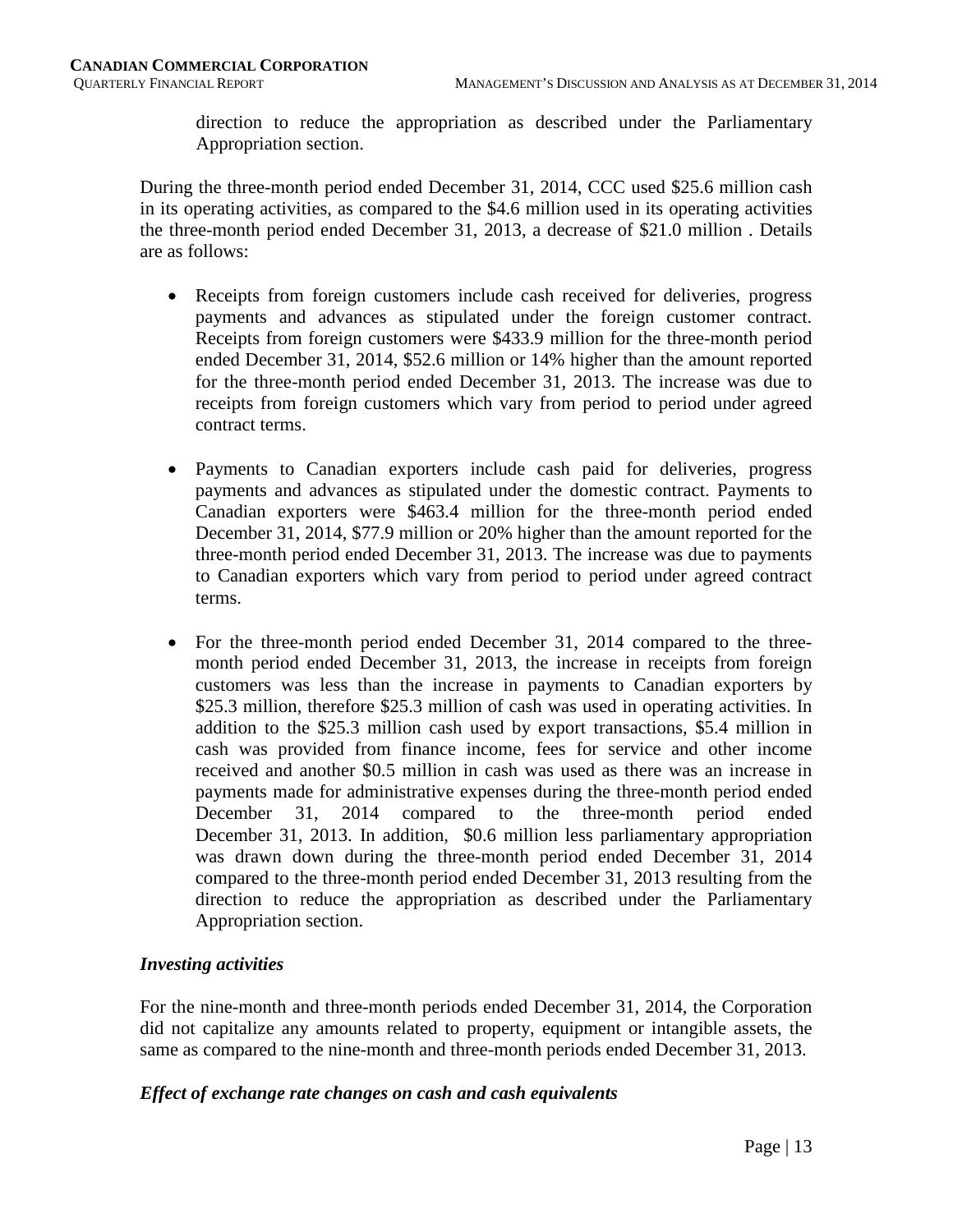direction to reduce the appropriation as described under the Parliamentary Appropriation section.

During the three-month period ended December 31, 2014, CCC used $25.6 million cash in its operating activities, as compared to the $4.6 million used in its operating activities the three-month period ended December 31, 2013, a decrease of $21.0 million . Details are as follows:

- Receipts from foreign customers include cash received for deliveries, progress payments and advances as stipulated under the foreign customer contract. Receipts from foreign customers were $433.9 million for the three-month period ended December 31, 2014, $52.6 million or 14% higher than the amount reported for the three-month period ended December 31, 2013. The increase was due to receipts from foreign customers which vary from period to period under agreed contract terms.

- Payments to Canadian exporters include cash paid for deliveries, progress payments and advances as stipulated under the domestic contract. Payments to Canadian exporters were $463.4 million for the three-month period ended December 31, 2014, $77.9 million or 20% higher than the amount reported for the three-month period ended December 31, 2013. The increase was due to payments to Canadian exporters which vary from period to period under agreed contract terms.

- For the three-month period ended December 31, 2014 compared to the three-month period ended December 31, 2013, the increase in receipts from foreign customers was less than the increase in payments to Canadian exporters by $25.3 million, therefore $25.3 million of cash was used in operating activities. In addition to the $25.3 million cash used by export transactions, $5.4 million in cash was provided from finance income, fees for service and other income received and another $0.5 million in cash was used as there was an increase in payments made for administrative expenses during the three-month period ended December 31, 2014 compared to the three-month period ended December 31, 2013. In addition, $0.6 million less parliamentary appropriation was drawn down during the three-month period ended December 31, 2014 compared to the three-month period ended December 31, 2013 resulting from the direction to reduce the appropriation as described under the Parliamentary Appropriation section.

### *Investing activities*

For the nine-month and three-month periods ended December 31, 2014, the Corporation did not capitalize any amounts related to property, equipment or intangible assets, the same as compared to the nine-month and three-month periods ended December 31, 2013.

### *Effect of exchange rate changes on cash and cash equivalents*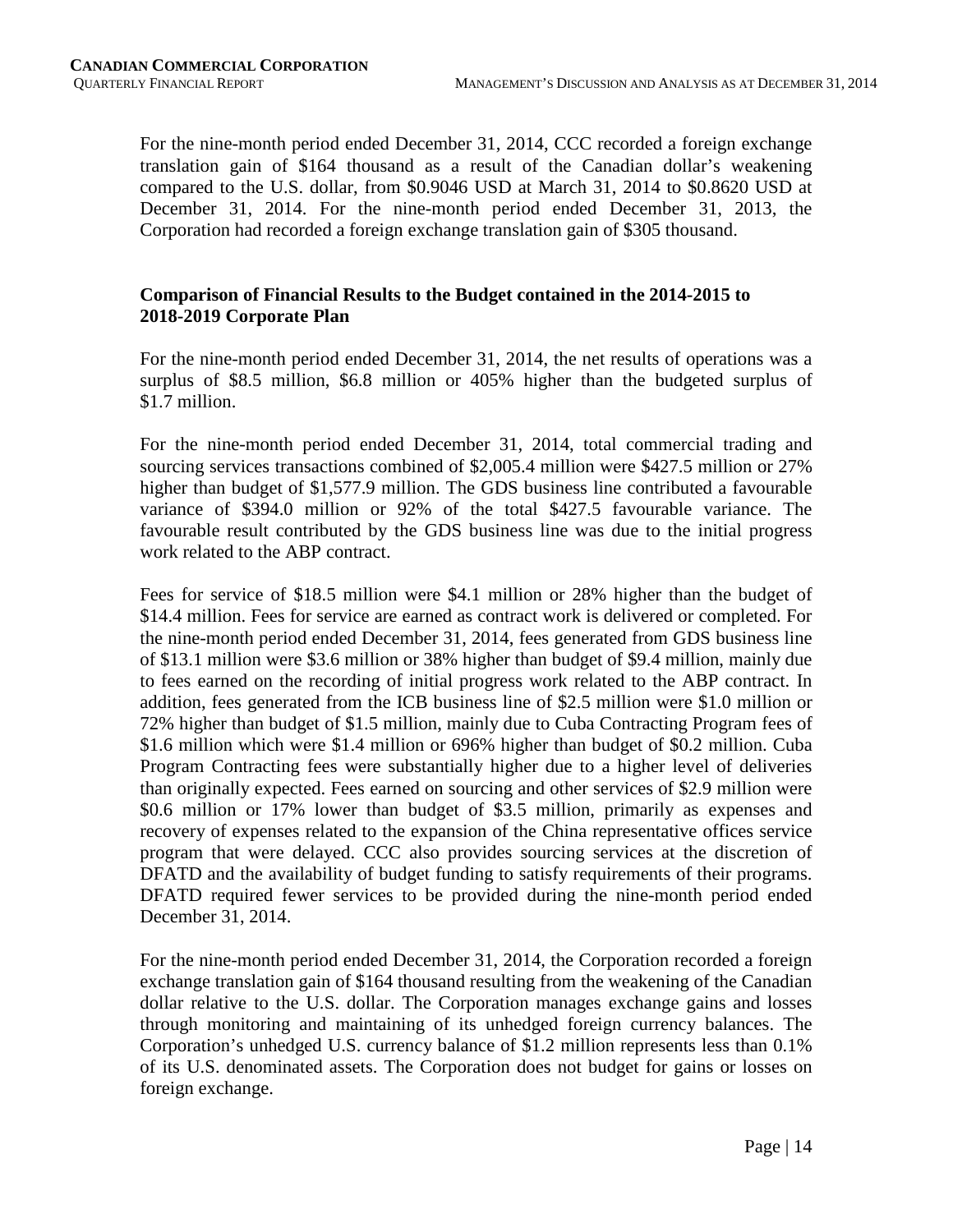For the nine-month period ended December 31, 2014, CCC recorded a foreign exchange translation gain of $164 thousand as a result of the Canadian dollar's weakening compared to the U.S. dollar, from $0.9046 USD at March 31, 2014 to $0.8620 USD at December 31, 2014. For the nine-month period ended December 31, 2013, the Corporation had recorded a foreign exchange translation gain of $305 thousand.

## Comparison of Financial Results to the Budget contained in the 2014-2015 to 2018-2019 Corporate Plan

For the nine-month period ended December 31, 2014, the net results of operations was a surplus of $8.5 million, $6.8 million or 405% higher than the budgeted surplus of $1.7 million.

For the nine-month period ended December 31, 2014, total commercial trading and sourcing services transactions combined of $2,005.4 million were $427.5 million or 27% higher than budget of $1,577.9 million. The GDS business line contributed a favourable variance of $394.0 million or 92% of the total $427.5 favourable variance. The favourable result contributed by the GDS business line was due to the initial progress work related to the ABP contract.

Fees for service of $18.5 million were $4.1 million or 28% higher than the budget of $14.4 million. Fees for service are earned as contract work is delivered or completed. For the nine-month period ended December 31, 2014, fees generated from GDS business line of $13.1 million were $3.6 million or 38% higher than budget of $9.4 million, mainly due to fees earned on the recording of initial progress work related to the ABP contract. In addition, fees generated from the ICB business line of $2.5 million were $1.0 million or 72% higher than budget of $1.5 million, mainly due to Cuba Contracting Program fees of $1.6 million which were $1.4 million or 696% higher than budget of $0.2 million. Cuba Program Contracting fees were substantially higher due to a higher level of deliveries than originally expected. Fees earned on sourcing and other services of $2.9 million were $0.6 million or 17% lower than budget of $3.5 million, primarily as expenses and recovery of expenses related to the expansion of the China representative offices service program that were delayed. CCC also provides sourcing services at the discretion of DFATD and the availability of budget funding to satisfy requirements of their programs. DFATD required fewer services to be provided during the nine-month period ended December 31, 2014.

For the nine-month period ended December 31, 2014, the Corporation recorded a foreign exchange translation gain of $164 thousand resulting from the weakening of the Canadian dollar relative to the U.S. dollar. The Corporation manages exchange gains and losses through monitoring and maintaining of its unhedged foreign currency balances. The Corporation's unhedged U.S. currency balance of $1.2 million represents less than 0.1% of its U.S. denominated assets. The Corporation does not budget for gains or losses on foreign exchange.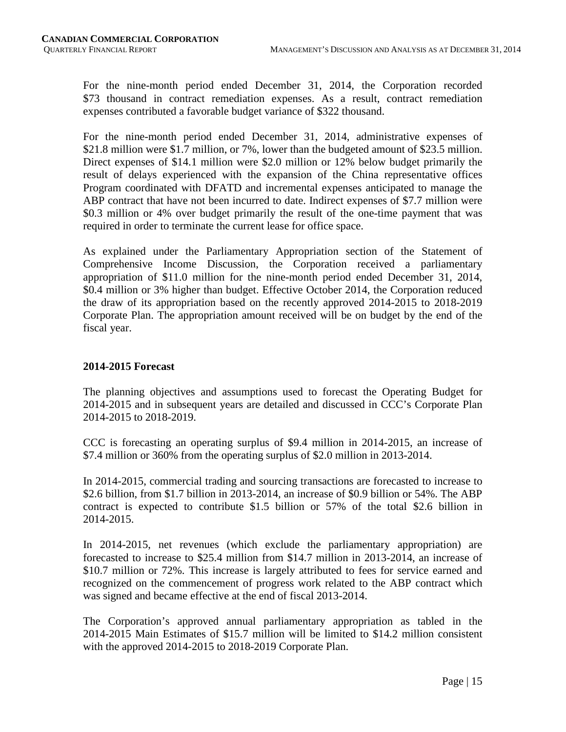For the nine-month period ended December 31, 2014, the Corporation recorded $73 thousand in contract remediation expenses. As a result, contract remediation expenses contributed a favorable budget variance of $322 thousand.

For the nine-month period ended December 31, 2014, administrative expenses of $21.8 million were $1.7 million, or 7%, lower than the budgeted amount of $23.5 million. Direct expenses of $14.1 million were $2.0 million or 12% below budget primarily the result of delays experienced with the expansion of the China representative offices Program coordinated with DFATD and incremental expenses anticipated to manage the ABP contract that have not been incurred to date. Indirect expenses of $7.7 million were $0.3 million or 4% over budget primarily the result of the one-time payment that was required in order to terminate the current lease for office space.

As explained under the Parliamentary Appropriation section of the Statement of Comprehensive Income Discussion, the Corporation received a parliamentary appropriation of $11.0 million for the nine-month period ended December 31, 2014, $0.4 million or 3% higher than budget. Effective October 2014, the Corporation reduced the draw of its appropriation based on the recently approved 2014-2015 to 2018-2019 Corporate Plan. The appropriation amount received will be on budget by the end of the fiscal year.

### 2014-2015 Forecast

The planning objectives and assumptions used to forecast the Operating Budget for 2014-2015 and in subsequent years are detailed and discussed in CCC's Corporate Plan 2014-2015 to 2018-2019.

CCC is forecasting an operating surplus of $9.4 million in 2014-2015, an increase of $7.4 million or 360% from the operating surplus of $2.0 million in 2013-2014.

In 2014-2015, commercial trading and sourcing transactions are forecasted to increase to $2.6 billion, from $1.7 billion in 2013-2014, an increase of $0.9 billion or 54%. The ABP contract is expected to contribute $1.5 billion or 57% of the total $2.6 billion in 2014-2015.

In 2014-2015, net revenues (which exclude the parliamentary appropriation) are forecasted to increase to $25.4 million from $14.7 million in 2013-2014, an increase of $10.7 million or 72%. This increase is largely attributed to fees for service earned and recognized on the commencement of progress work related to the ABP contract which was signed and became effective at the end of fiscal 2013-2014.

The Corporation's approved annual parliamentary appropriation as tabled in the 2014-2015 Main Estimates of $15.7 million will be limited to $14.2 million consistent with the approved 2014-2015 to 2018-2019 Corporate Plan.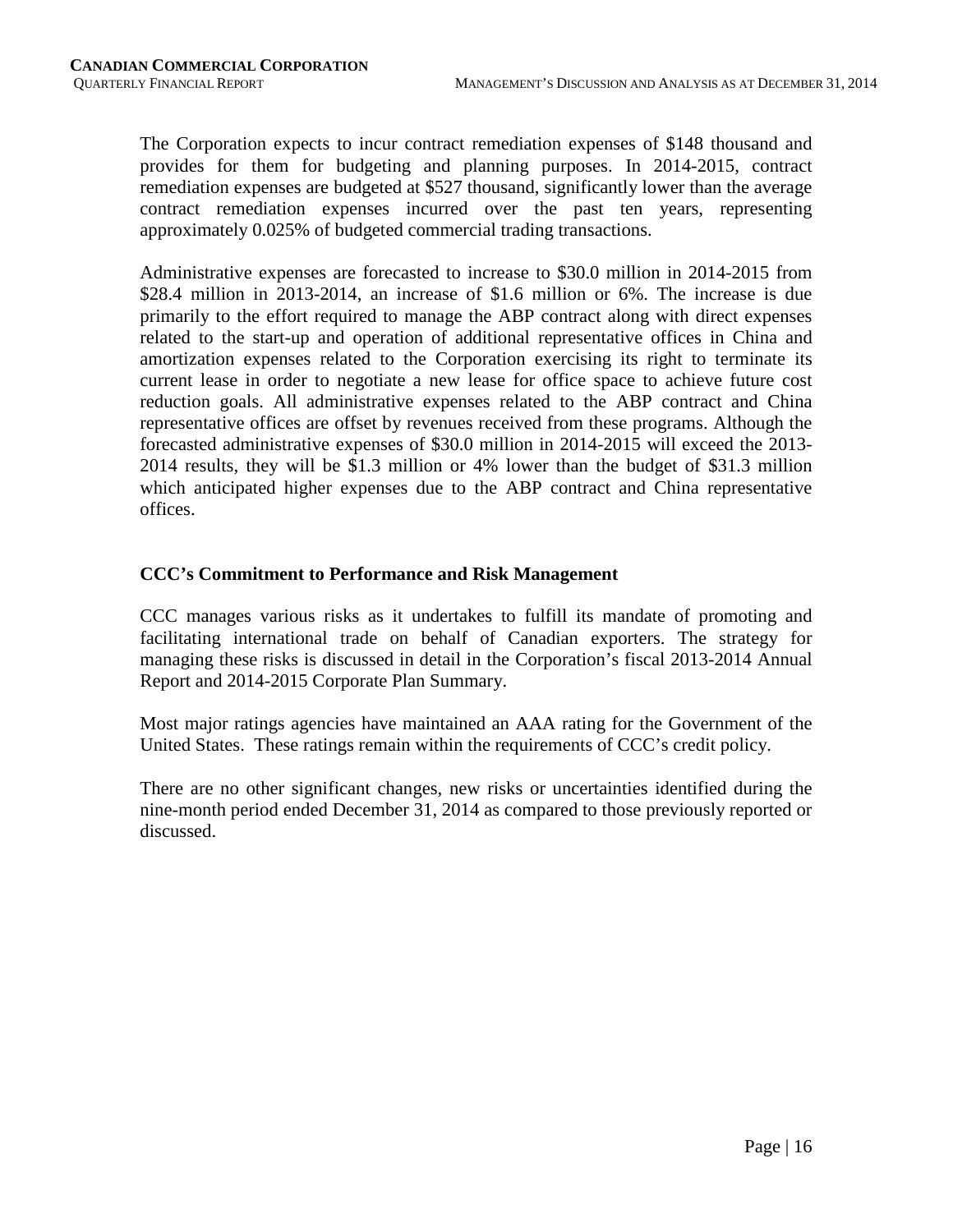The Corporation expects to incur contract remediation expenses of $148 thousand and provides for them for budgeting and planning purposes. In 2014-2015, contract remediation expenses are budgeted at $527 thousand, significantly lower than the average contract remediation expenses incurred over the past ten years, representing approximately 0.025% of budgeted commercial trading transactions.

Administrative expenses are forecasted to increase to $30.0 million in 2014-2015 from $28.4 million in 2013-2014, an increase of $1.6 million or 6%. The increase is due primarily to the effort required to manage the ABP contract along with direct expenses related to the start-up and operation of additional representative offices in China and amortization expenses related to the Corporation exercising its right to terminate its current lease in order to negotiate a new lease for office space to achieve future cost reduction goals. All administrative expenses related to the ABP contract and China representative offices are offset by revenues received from these programs. Although the forecasted administrative expenses of $30.0 million in 2014-2015 will exceed the 2013-2014 results, they will be $1.3 million or 4% lower than the budget of $31.3 million which anticipated higher expenses due to the ABP contract and China representative offices.

## CCC's Commitment to Performance and Risk Management

CCC manages various risks as it undertakes to fulfill its mandate of promoting and facilitating international trade on behalf of Canadian exporters. The strategy for managing these risks is discussed in detail in the Corporation's fiscal 2013-2014 Annual Report and 2014-2015 Corporate Plan Summary.

Most major ratings agencies have maintained an AAA rating for the Government of the United States. These ratings remain within the requirements of CCC's credit policy.

There are no other significant changes, new risks or uncertainties identified during the nine-month period ended December 31, 2014 as compared to those previously reported or discussed.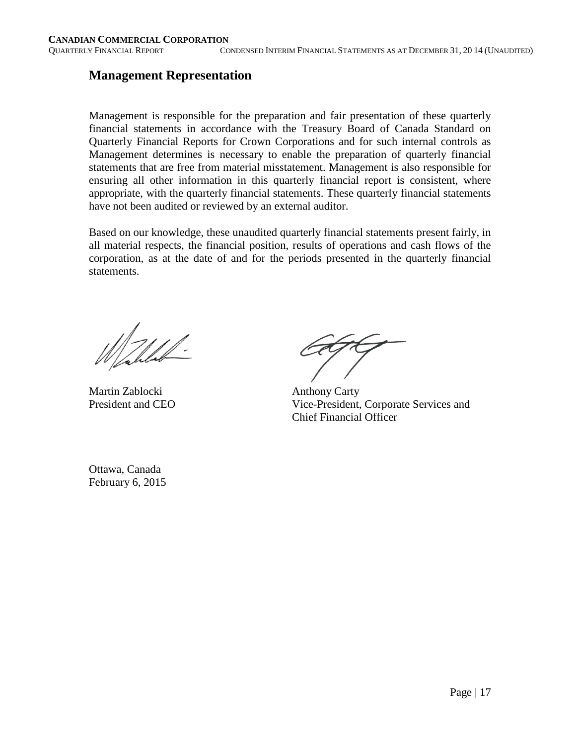## Management Representation

Management is responsible for the preparation and fair presentation of these quarterly financial statements in accordance with the Treasury Board of Canada Standard on Quarterly Financial Reports for Crown Corporations and for such internal controls as Management determines is necessary to enable the preparation of quarterly financial statements that are free from material misstatement. Management is also responsible for ensuring all other information in this quarterly financial report is consistent, where appropriate, with the quarterly financial statements. These quarterly financial statements have not been audited or reviewed by an external auditor.

Based on our knowledge, these unaudited quarterly financial statements present fairly, in all material respects, the financial position, results of operations and cash flows of the corporation, as at the date of and for the periods presented in the quarterly financial statements.

Martin Zablocki
President and CEO

Anthony Carty
Vice-President, Corporate Services and Chief Financial Officer

Ottawa, Canada
February 6, 2015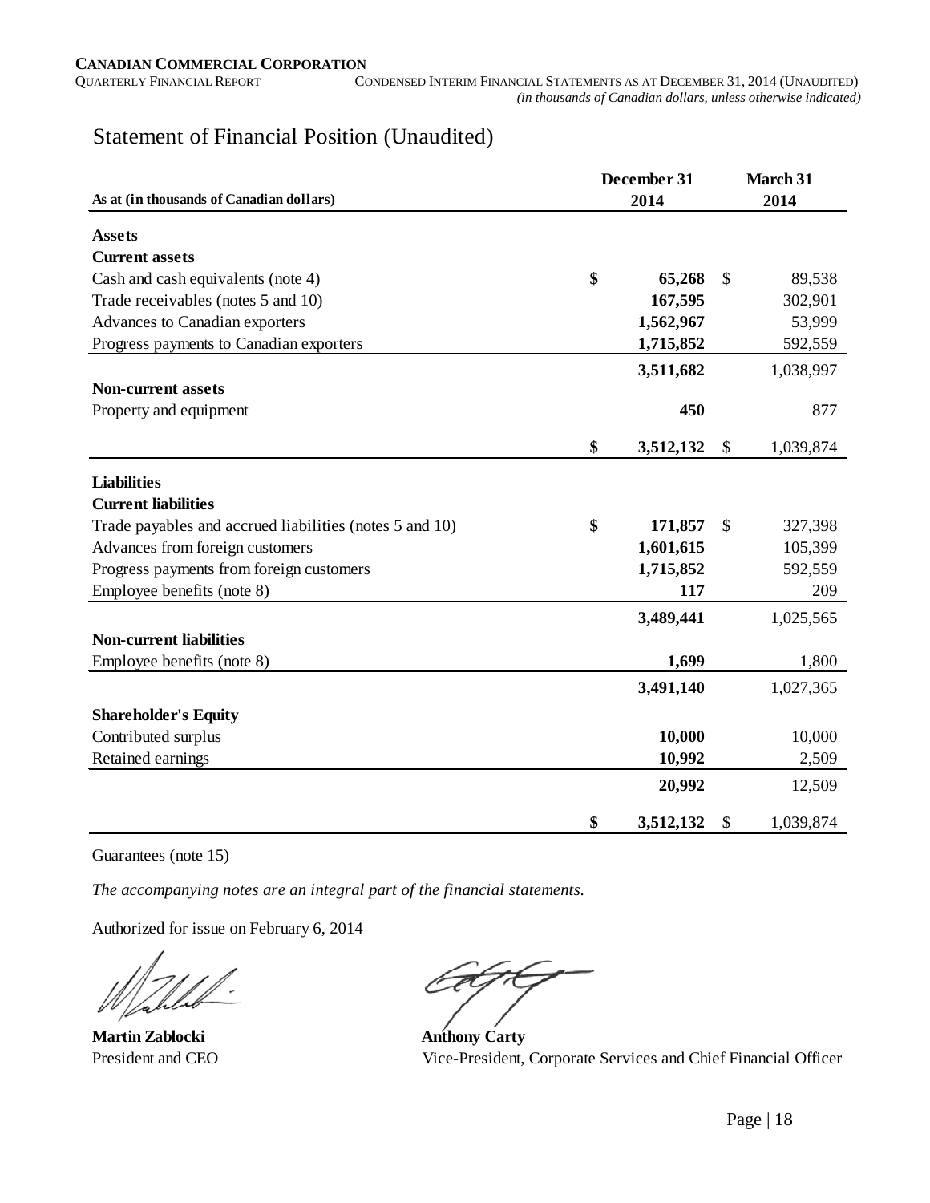# Statement of Financial Position (Unaudited)

| As at (in thousands of Canadian dollars) | December 31 2014 | March 31 2014 |
|---|---|---|
| **Assets** | | |
| **Current assets** | | |
| Cash and cash equivalents (note 4) | **$ 65,268** | $ 89,538 |
| Trade receivables (notes 5 and 10) | **167,595** | 302,901 |
| Advances to Canadian exporters | **1,562,967** | 53,999 |
| Progress payments to Canadian exporters | **1,715,852** | 592,559 |
| | **3,511,682** | 1,038,997 |
| **Non-current assets** | | |
| Property and equipment | **450** | 877 |
| | **$ 3,512,132** | $ 1,039,874 |
| **Liabilities** | | |
| **Current liabilities** | | |
| Trade payables and accrued liabilities (notes 5 and 10) | **$ 171,857** | $ 327,398 |
| Advances from foreign customers | **1,601,615** | 105,399 |
| Progress payments from foreign customers | **1,715,852** | 592,559 |
| Employee benefits (note 8) | **117** | 209 |
| | **3,489,441** | 1,025,565 |
| **Non-current liabilities** | | |
| Employee benefits (note 8) | **1,699** | 1,800 |
| | **3,491,140** | 1,027,365 |
| **Shareholder's Equity** | | |
| Contributed surplus | **10,000** | 10,000 |
| Retained earnings | **10,992** | 2,509 |
| | **20,992** | 12,509 |
| | **$ 3,512,132** | $ 1,039,874 |

Guarantees (note 15)

*The accompanying notes are an integral part of the financial statements.*

Authorized for issue on February 6, 2014

**Martin Zablocki**
President and CEO

**Anthony Carty**
Vice-President, Corporate Services and Chief Financial Officer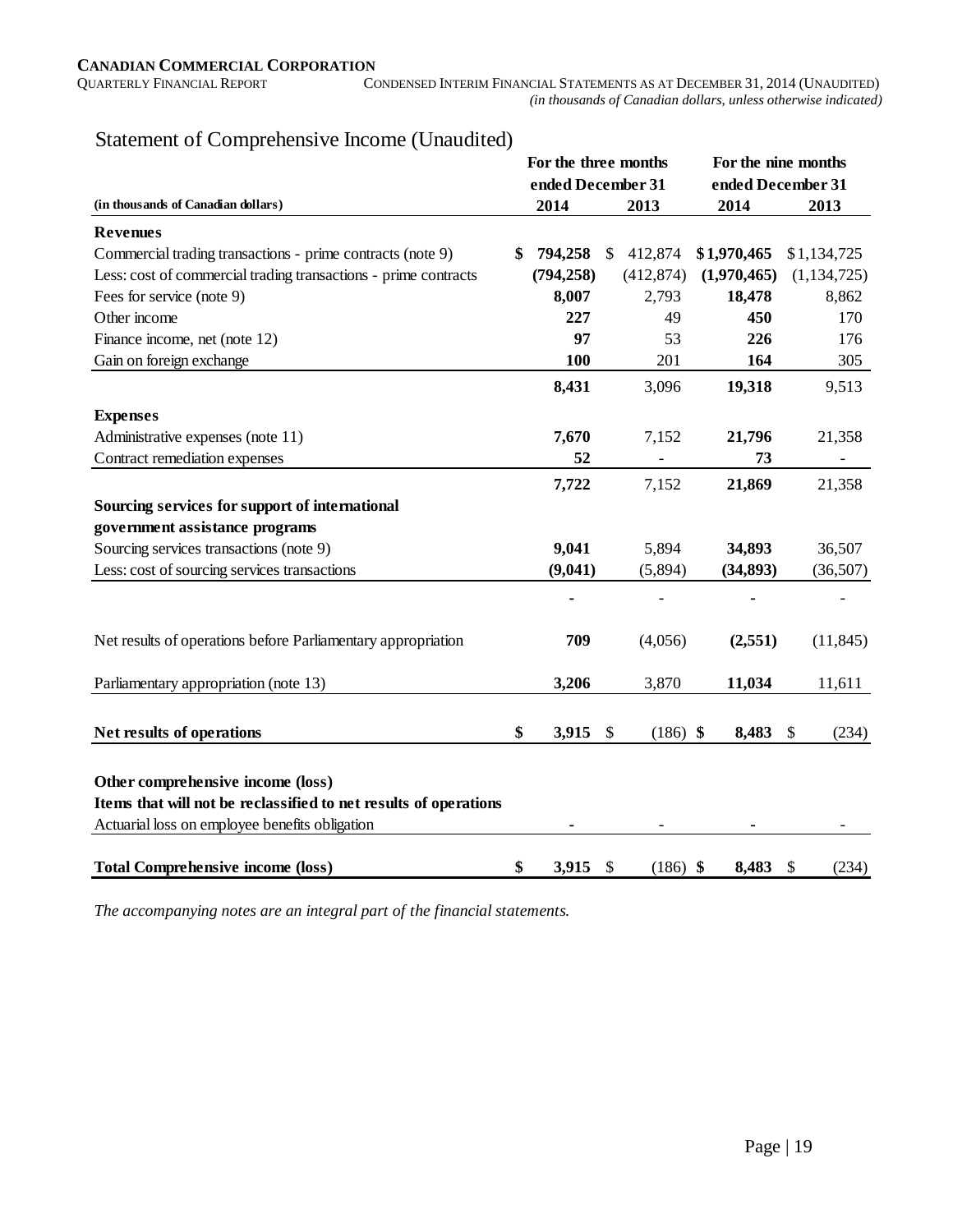# Statement of Comprehensive Income (Unaudited)

| (in thousands of Canadian dollars) | For the three months ended December 31 | | For the nine months ended December 31 | |
|---|---|---|---|---|
| | 2014 | 2013 | 2014 | 2013 |
| **Revenues** | | | | |
| Commercial trading transactions - prime contracts (note 9) | **$ 794,258** | $ 412,874 | **$1,970,465** | $1,134,725 |
| Less: cost of commercial trading transactions - prime contracts | **(794,258)** | (412,874) | **(1,970,465)** | (1,134,725) |
| Fees for service (note 9) | **8,007** | 2,793 | **18,478** | 8,862 |
| Other income | **227** | 49 | **450** | 170 |
| Finance income, net (note 12) | **97** | 53 | **226** | 176 |
| Gain on foreign exchange | **100** | 201 | **164** | 305 |
| | **8,431** | 3,096 | **19,318** | 9,513 |
| **Expenses** | | | | |
| Administrative expenses (note 11) | **7,670** | 7,152 | **21,796** | 21,358 |
| Contract remediation expenses | **52** | - | **73** | - |
| | **7,722** | 7,152 | **21,869** | 21,358 |
| **Sourcing services for support of international government assistance programs** | | | | |
| Sourcing services transactions (note 9) | **9,041** | 5,894 | **34,893** | 36,507 |
| Less: cost of sourcing services transactions | **(9,041)** | (5,894) | **(34,893)** | (36,507) |
| | **-** | - | **-** | - |
| Net results of operations before Parliamentary appropriation | **709** | (4,056) | **(2,551)** | (11,845) |
| Parliamentary appropriation (note 13) | **3,206** | 3,870 | **11,034** | 11,611 |
| **Net results of operations** | **$ 3,915** | $ (186) | **$ 8,483** | $ (234) |
| **Other comprehensive income (loss)** | | | | |
| **Items that will not be reclassified to net results of operations** | | | | |
| Actuarial loss on employee benefits obligation | **-** | - | **-** | - |
| **Total Comprehensive income (loss)** | **$ 3,915** | $ (186) | **$ 8,483** | $ (234) |

*The accompanying notes are an integral part of the financial statements.*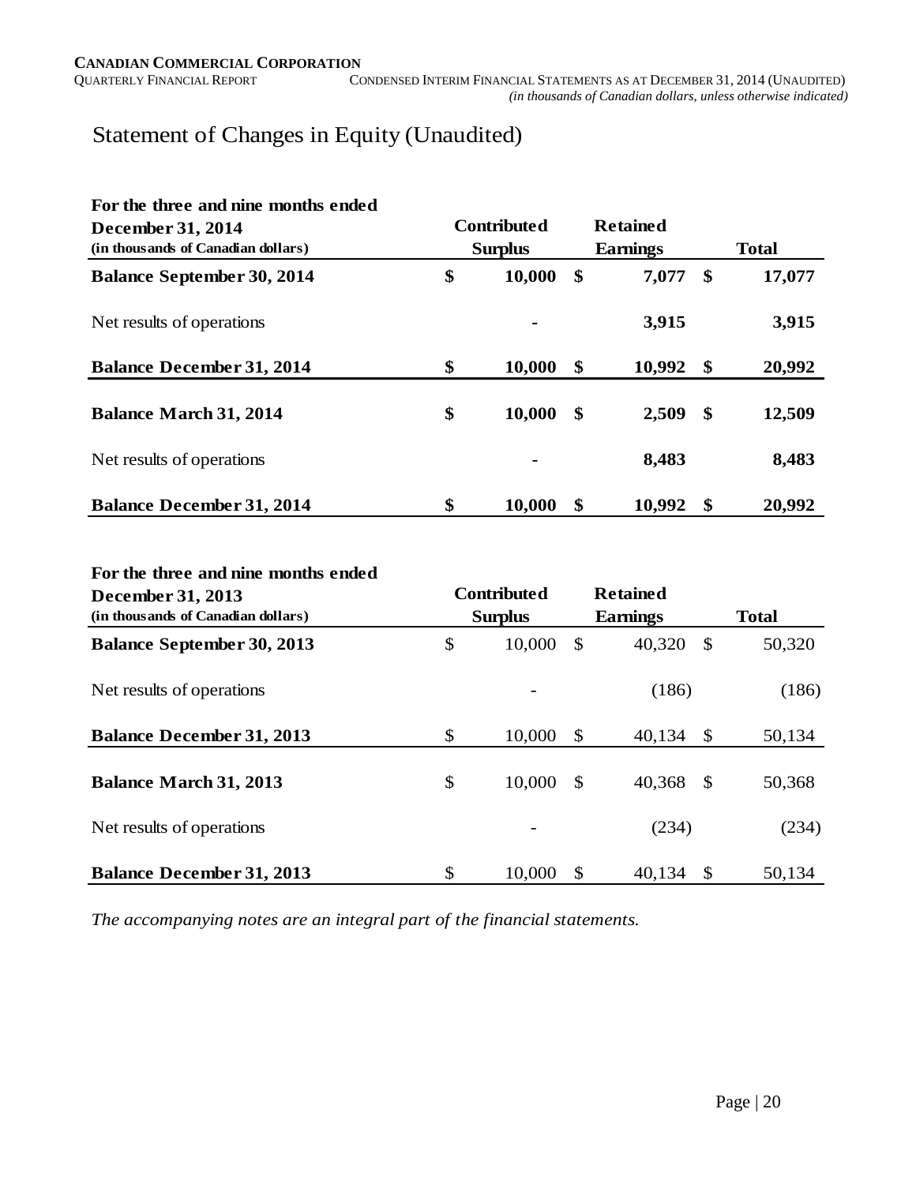# Statement of Changes in Equity (Unaudited)

| For the three and nine months ended December 31, 2014 (in thousands of Canadian dollars) | Contributed Surplus | Retained Earnings | Total |
|---|---|---|---|
| **Balance September 30, 2014** | **$ 10,000** | **$ 7,077** | **$ 17,077** |
| Net results of operations | **-** | **3,915** | **3,915** |
| **Balance December 31, 2014** | **$ 10,000** | **$ 10,992** | **$ 20,992** |
| **Balance March 31, 2014** | **$ 10,000** | **$ 2,509** | **$ 12,509** |
| Net results of operations | **-** | **8,483** | **8,483** |
| **Balance December 31, 2014** | **$ 10,000** | **$ 10,992** | **$ 20,992** |

| For the three and nine months ended December 31, 2013 (in thousands of Canadian dollars) | Contributed Surplus | Retained Earnings | Total |
|---|---|---|---|
| **Balance September 30, 2013** | $ 10,000 | $ 40,320 | $ 50,320 |
| Net results of operations | - | (186) | (186) |
| **Balance December 31, 2013** | $ 10,000 | $ 40,134 | $ 50,134 |
| **Balance March 31, 2013** | $ 10,000 | $ 40,368 | $ 50,368 |
| Net results of operations | - | (234) | (234) |
| **Balance December 31, 2013** | $ 10,000 | $ 40,134 | $ 50,134 |

*The accompanying notes are an integral part of the financial statements.*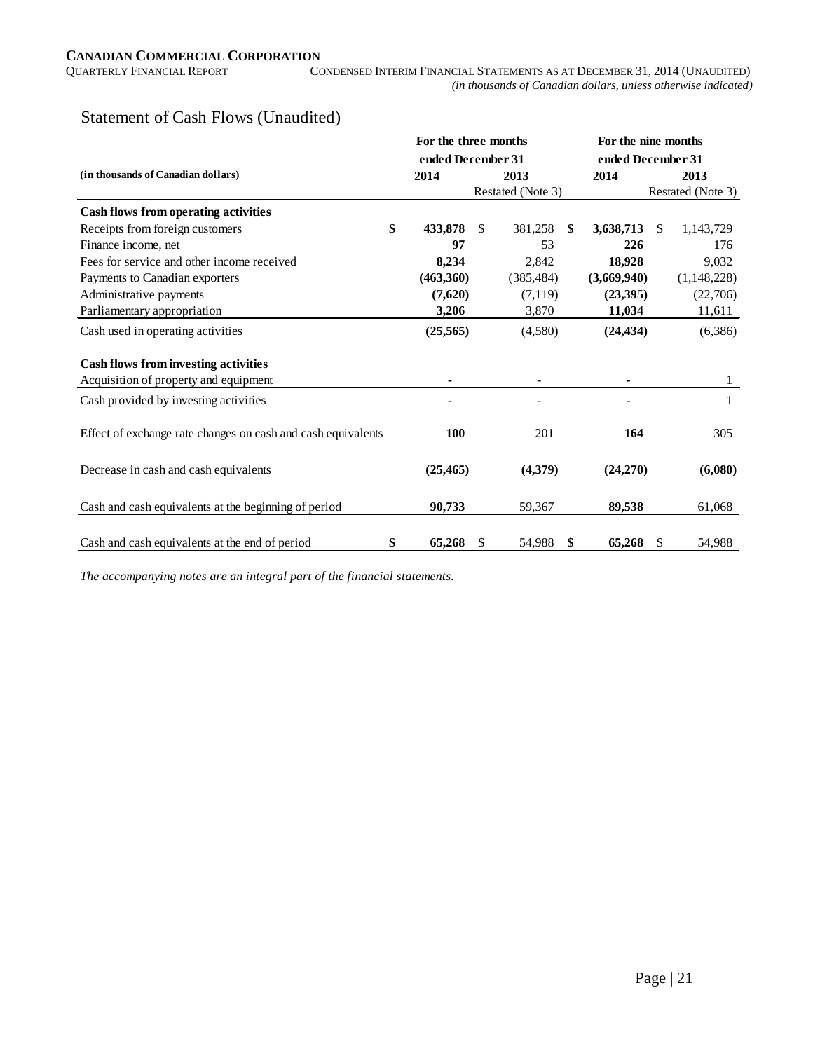## Statement of Cash Flows (Unaudited)

| (in thousands of Canadian dollars) | For the three months ended December 31 2014 | 2013 Restated (Note 3) | For the nine months ended December 31 2014 | 2013 Restated (Note 3) |
|---|---|---|---|---|
| **Cash flows from operating activities** | | | | |
| Receipts from foreign customers | **$ 433,878** | $ 381,258 | **$ 3,638,713** | $ 1,143,729 |
| Finance income, net | **97** | 53 | **226** | 176 |
| Fees for service and other income received | **8,234** | 2,842 | **18,928** | 9,032 |
| Payments to Canadian exporters | **(463,360)** | (385,484) | **(3,669,940)** | (1,148,228) |
| Administrative payments | **(7,620)** | (7,119) | **(23,395)** | (22,706) |
| Parliamentary appropriation | **3,206** | 3,870 | **11,034** | 11,611 |
| Cash used in operating activities | **(25,565)** | (4,580) | **(24,434)** | (6,386) |
| **Cash flows from investing activities** | | | | |
| Acquisition of property and equipment | **-** | - | **-** | 1 |
| Cash provided by investing activities | **-** | - | **-** | 1 |
| Effect of exchange rate changes on cash and cash equivalents | **100** | 201 | **164** | 305 |
| Decrease in cash and cash equivalents | **(25,465)** | **(4,379)** | **(24,270)** | **(6,080)** |
| Cash and cash equivalents at the beginning of period | **90,733** | 59,367 | **89,538** | 61,068 |
| Cash and cash equivalents at the end of period | **$ 65,268** | $ 54,988 | **$ 65,268** | $ 54,988 |

*The accompanying notes are an integral part of the financial statements.*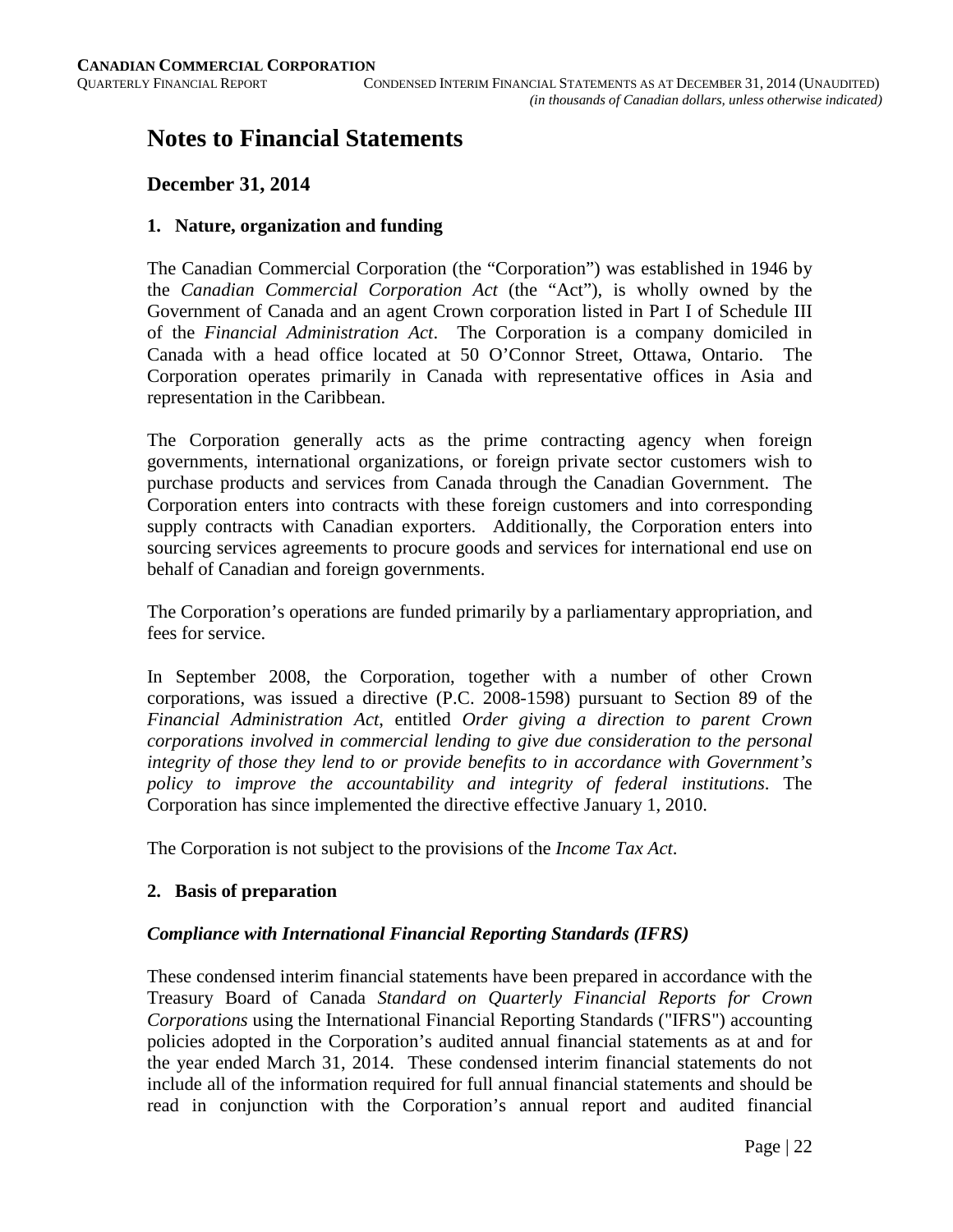# Notes to Financial Statements

## December 31, 2014

### 1. Nature, organization and funding

The Canadian Commercial Corporation (the "Corporation") was established in 1946 by the *Canadian Commercial Corporation Act* (the "Act"), is wholly owned by the Government of Canada and an agent Crown corporation listed in Part I of Schedule III of the *Financial Administration Act*. The Corporation is a company domiciled in Canada with a head office located at 50 O'Connor Street, Ottawa, Ontario. The Corporation operates primarily in Canada with representative offices in Asia and representation in the Caribbean.

The Corporation generally acts as the prime contracting agency when foreign governments, international organizations, or foreign private sector customers wish to purchase products and services from Canada through the Canadian Government. The Corporation enters into contracts with these foreign customers and into corresponding supply contracts with Canadian exporters. Additionally, the Corporation enters into sourcing services agreements to procure goods and services for international end use on behalf of Canadian and foreign governments.

The Corporation's operations are funded primarily by a parliamentary appropriation, and fees for service.

In September 2008, the Corporation, together with a number of other Crown corporations, was issued a directive (P.C. 2008-1598) pursuant to Section 89 of the *Financial Administration Act*, entitled *Order giving a direction to parent Crown corporations involved in commercial lending to give due consideration to the personal integrity of those they lend to or provide benefits to in accordance with Government's policy to improve the accountability and integrity of federal institutions*. The Corporation has since implemented the directive effective January 1, 2010.

The Corporation is not subject to the provisions of the *Income Tax Act*.

### 2. Basis of preparation

#### *Compliance with International Financial Reporting Standards (IFRS)*

These condensed interim financial statements have been prepared in accordance with the Treasury Board of Canada *Standard on Quarterly Financial Reports for Crown Corporations* using the International Financial Reporting Standards ("IFRS") accounting policies adopted in the Corporation's audited annual financial statements as at and for the year ended March 31, 2014. These condensed interim financial statements do not include all of the information required for full annual financial statements and should be read in conjunction with the Corporation's annual report and audited financial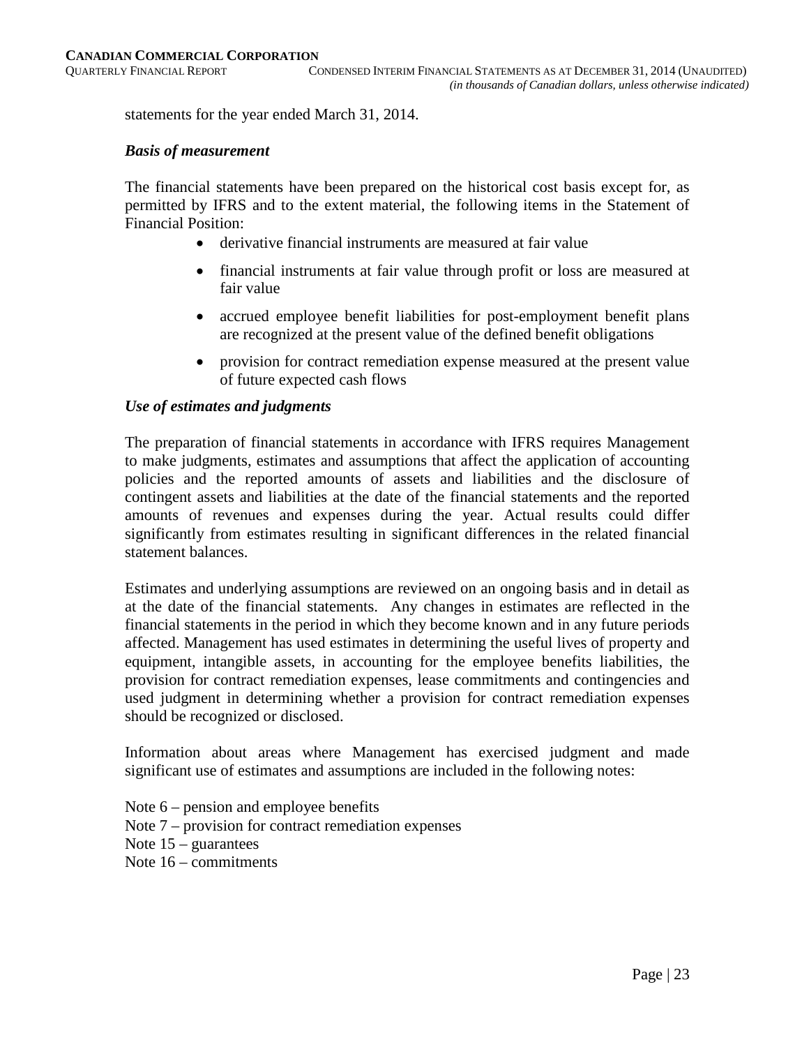statements for the year ended March 31, 2014.

***Basis of measurement***

The financial statements have been prepared on the historical cost basis except for, as permitted by IFRS and to the extent material, the following items in the Statement of Financial Position:

- derivative financial instruments are measured at fair value
- financial instruments at fair value through profit or loss are measured at fair value
- accrued employee benefit liabilities for post-employment benefit plans are recognized at the present value of the defined benefit obligations
- provision for contract remediation expense measured at the present value of future expected cash flows

***Use of estimates and judgments***

The preparation of financial statements in accordance with IFRS requires Management to make judgments, estimates and assumptions that affect the application of accounting policies and the reported amounts of assets and liabilities and the disclosure of contingent assets and liabilities at the date of the financial statements and the reported amounts of revenues and expenses during the year. Actual results could differ significantly from estimates resulting in significant differences in the related financial statement balances.

Estimates and underlying assumptions are reviewed on an ongoing basis and in detail as at the date of the financial statements. Any changes in estimates are reflected in the financial statements in the period in which they become known and in any future periods affected. Management has used estimates in determining the useful lives of property and equipment, intangible assets, in accounting for the employee benefits liabilities, the provision for contract remediation expenses, lease commitments and contingencies and used judgment in determining whether a provision for contract remediation expenses should be recognized or disclosed.

Information about areas where Management has exercised judgment and made significant use of estimates and assumptions are included in the following notes:

Note 6 – pension and employee benefits
Note 7 – provision for contract remediation expenses
Note 15 – guarantees
Note 16 – commitments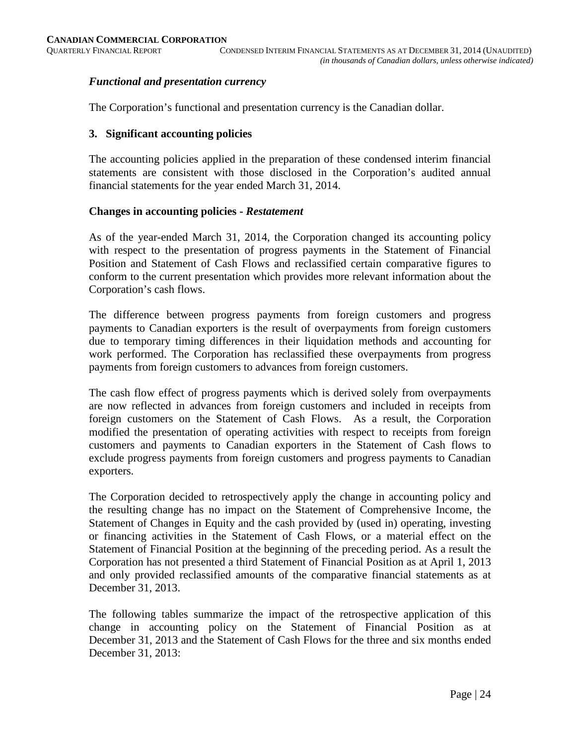### *Functional and presentation currency*

The Corporation's functional and presentation currency is the Canadian dollar.

## 3. Significant accounting policies

The accounting policies applied in the preparation of these condensed interim financial statements are consistent with those disclosed in the Corporation's audited annual financial statements for the year ended March 31, 2014.

### Changes in accounting policies - *Restatement*

As of the year-ended March 31, 2014, the Corporation changed its accounting policy with respect to the presentation of progress payments in the Statement of Financial Position and Statement of Cash Flows and reclassified certain comparative figures to conform to the current presentation which provides more relevant information about the Corporation's cash flows.

The difference between progress payments from foreign customers and progress payments to Canadian exporters is the result of overpayments from foreign customers due to temporary timing differences in their liquidation methods and accounting for work performed. The Corporation has reclassified these overpayments from progress payments from foreign customers to advances from foreign customers.

The cash flow effect of progress payments which is derived solely from overpayments are now reflected in advances from foreign customers and included in receipts from foreign customers on the Statement of Cash Flows. As a result, the Corporation modified the presentation of operating activities with respect to receipts from foreign customers and payments to Canadian exporters in the Statement of Cash flows to exclude progress payments from foreign customers and progress payments to Canadian exporters.

The Corporation decided to retrospectively apply the change in accounting policy and the resulting change has no impact on the Statement of Comprehensive Income, the Statement of Changes in Equity and the cash provided by (used in) operating, investing or financing activities in the Statement of Cash Flows, or a material effect on the Statement of Financial Position at the beginning of the preceding period. As a result the Corporation has not presented a third Statement of Financial Position as at April 1, 2013 and only provided reclassified amounts of the comparative financial statements as at December 31, 2013.

The following tables summarize the impact of the retrospective application of this change in accounting policy on the Statement of Financial Position as at December 31, 2013 and the Statement of Cash Flows for the three and six months ended December 31, 2013: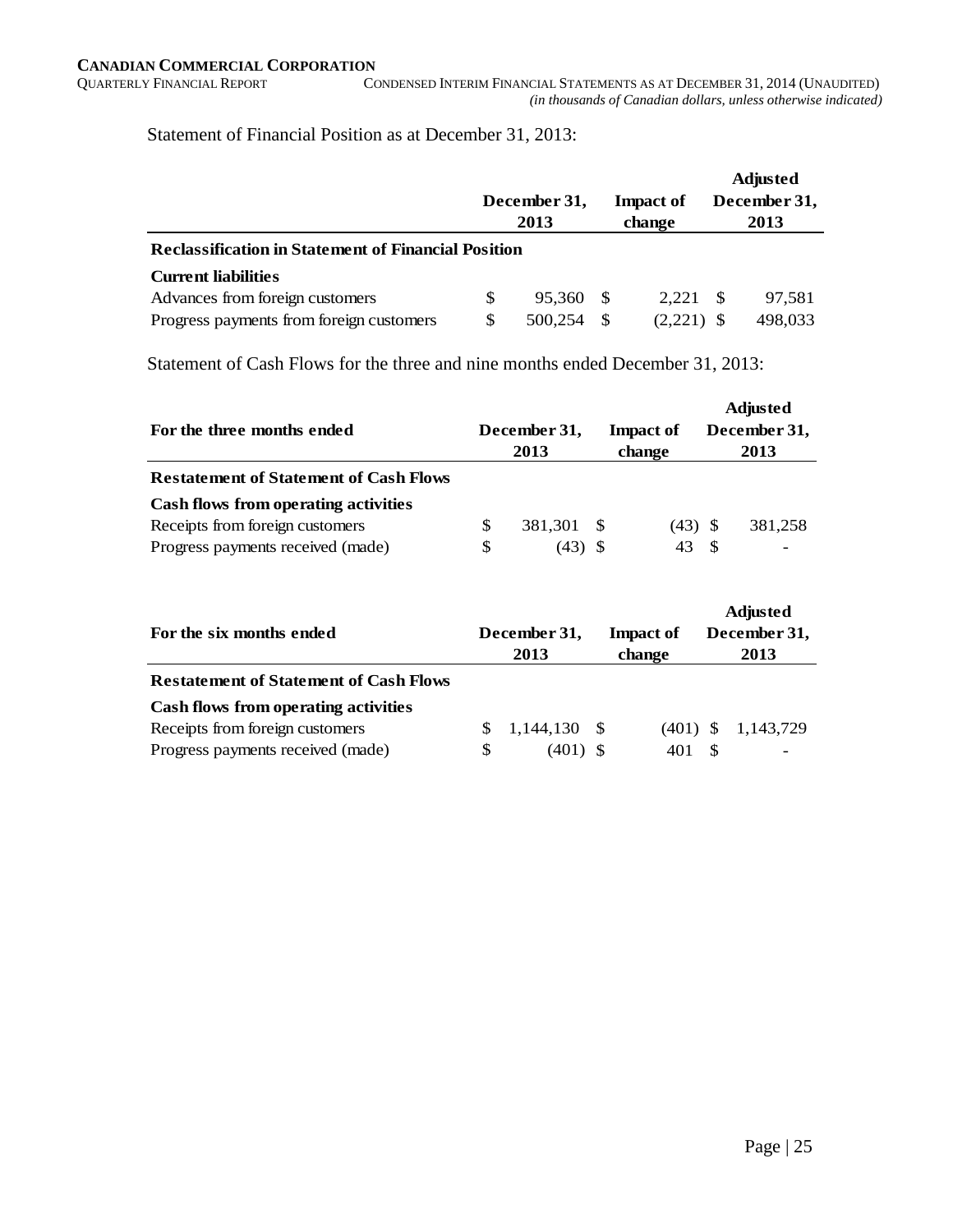Statement of Financial Position as at December 31, 2013:

| | December 31, 2013 | Impact of change | Adjusted December 31, 2013 |
|---|---|---|---|
| **Reclassification in Statement of Financial Position** | | | |
| **Current liabilities** | | | |
| Advances from foreign customers | $ 95,360 | $ 2,221 | $ 97,581 |
| Progress payments from foreign customers | $ 500,254 | $ (2,221) | $ 498,033 |

Statement of Cash Flows for the three and nine months ended December 31, 2013:

| For the three months ended | December 31, 2013 | Impact of change | Adjusted December 31, 2013 |
|---|---|---|---|
| **Restatement of Statement of Cash Flows** | | | |
| **Cash flows from operating activities** | | | |
| Receipts from foreign customers | $ 381,301 | $ (43) | $ 381,258 |
| Progress payments received (made) | $ (43) | $ 43 | $ - |

| For the six months ended | December 31, 2013 | Impact of change | Adjusted December 31, 2013 |
|---|---|---|---|
| **Restatement of Statement of Cash Flows** | | | |
| **Cash flows from operating activities** | | | |
| Receipts from foreign customers | $ 1,144,130 | $ (401) | $ 1,143,729 |
| Progress payments received (made) | $ (401) | $ 401 | $ - |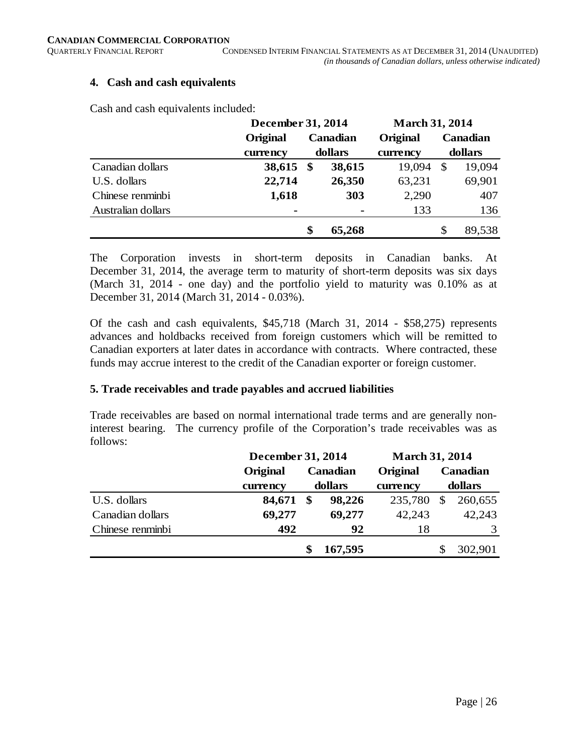## 4. Cash and cash equivalents

Cash and cash equivalents included:

| | December 31, 2014 | | March 31, 2014 | |
|---|---|---|---|---|
| | Original currency | Canadian dollars | Original currency | Canadian dollars |
| Canadian dollars | **38,615** | **$ 38,615** | 19,094 | $ 19,094 |
| U.S. dollars | **22,714** | **26,350** | 63,231 | 69,901 |
| Chinese renminbi | **1,618** | **303** | 2,290 | 407 |
| Australian dollars | **-** | **-** | 133 | 136 |
| | | **$ 65,268** | | $ 89,538 |

The Corporation invests in short-term deposits in Canadian banks. At December 31, 2014, the average term to maturity of short-term deposits was six days (March 31, 2014 - one day) and the portfolio yield to maturity was 0.10% as at December 31, 2014 (March 31, 2014 - 0.03%).

Of the cash and cash equivalents, $45,718 (March 31, 2014 - $58,275) represents advances and holdbacks received from foreign customers which will be remitted to Canadian exporters at later dates in accordance with contracts. Where contracted, these funds may accrue interest to the credit of the Canadian exporter or foreign customer.

## 5. Trade receivables and trade payables and accrued liabilities

Trade receivables are based on normal international trade terms and are generally non-interest bearing. The currency profile of the Corporation's trade receivables was as follows:

| | December 31, 2014 | | March 31, 2014 | |
|---|---|---|---|---|
| | Original currency | Canadian dollars | Original currency | Canadian dollars |
| U.S. dollars | **84,671** | **$ 98,226** | 235,780 | $ 260,655 |
| Canadian dollars | **69,277** | **69,277** | 42,243 | 42,243 |
| Chinese renminbi | **492** | **92** | 18 | 3 |
| | | **$ 167,595** | | $ 302,901 |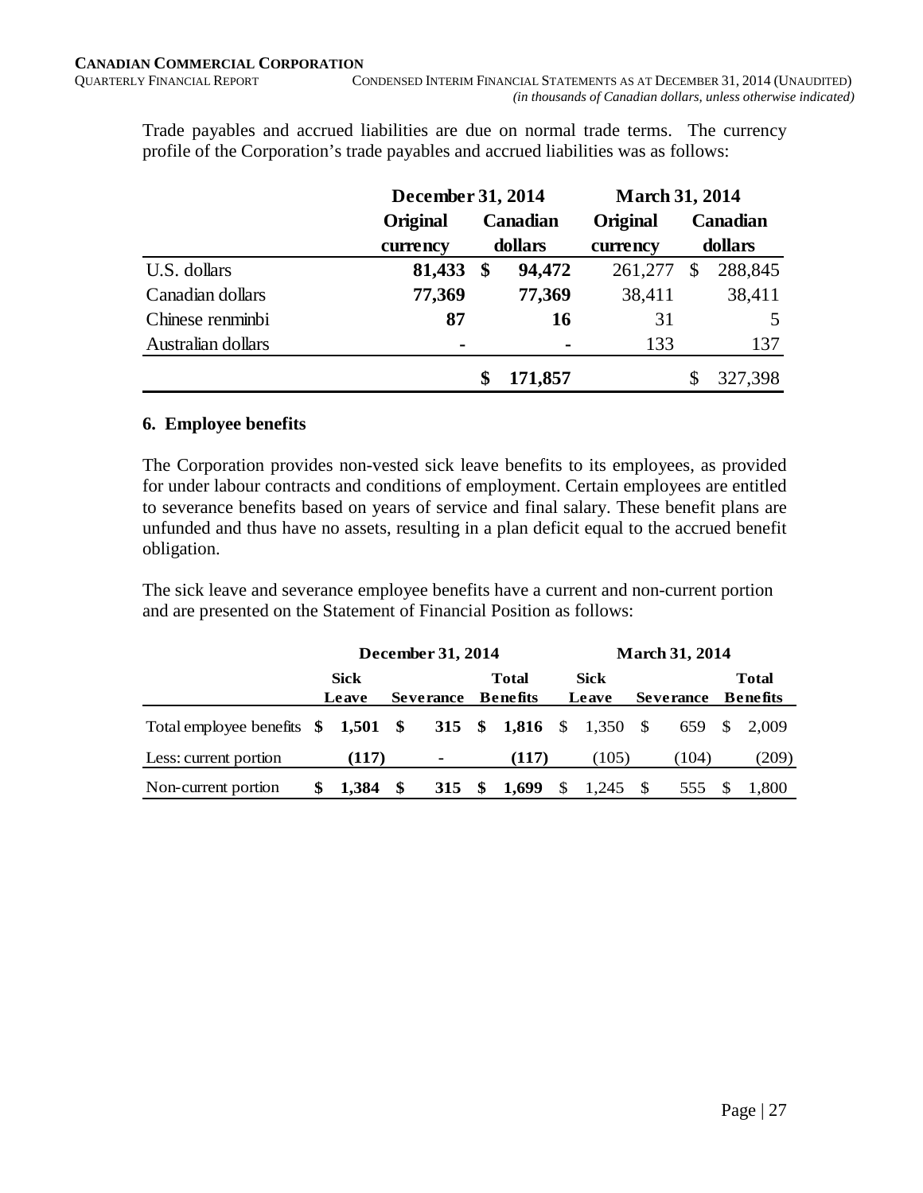Trade payables and accrued liabilities are due on normal trade terms. The currency profile of the Corporation's trade payables and accrued liabilities was as follows:

| | December 31, 2014 | | March 31, 2014 | |
|---|---|---|---|---|
| | Original currency | Canadian dollars | Original currency | Canadian dollars |
| U.S. dollars | **81,433** | **$ 94,472** | 261,277 | $ 288,845 |
| Canadian dollars | **77,369** | **77,369** | 38,411 | 38,411 |
| Chinese renminbi | **87** | **16** | 31 | 5 |
| Australian dollars | **-** | **-** | 133 | 137 |
| | | **$ 171,857** | | $ 327,398 |

## 6. Employee benefits

The Corporation provides non-vested sick leave benefits to its employees, as provided for under labour contracts and conditions of employment. Certain employees are entitled to severance benefits based on years of service and final salary. These benefit plans are unfunded and thus have no assets, resulting in a plan deficit equal to the accrued benefit obligation.

The sick leave and severance employee benefits have a current and non-current portion and are presented on the Statement of Financial Position as follows:

| | December 31, 2014 | | | March 31, 2014 | | |
|---|---|---|---|---|---|---|
| | Sick Leave | Severance | Total Benefits | Sick Leave | Severance | Total Benefits |
| Total employee benefits | **$ 1,501** | **$ 315** | **$ 1,816** | $ 1,350 | $ 659 | $ 2,009 |
| Less: current portion | **(117)** | **-** | **(117)** | (105) | (104) | (209) |
| Non-current portion | **$ 1,384** | **$ 315** | **$ 1,699** | $ 1,245 | $ 555 | $ 1,800 |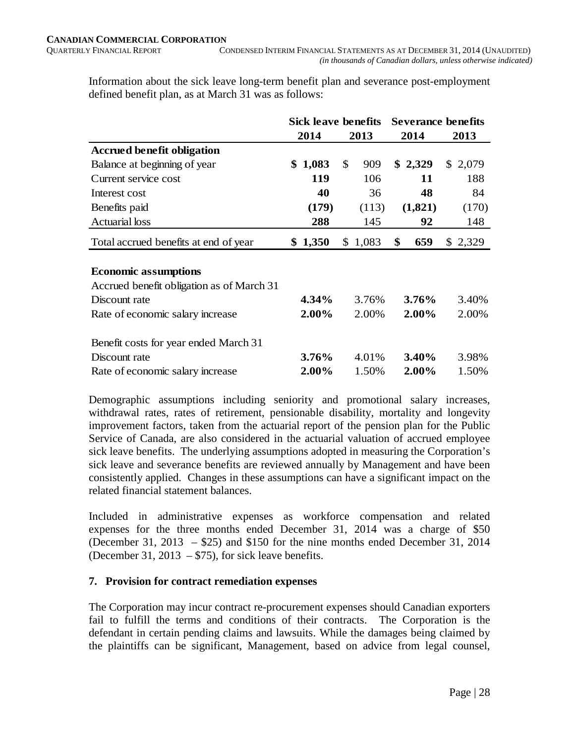Information about the sick leave long-term benefit plan and severance post-employment defined benefit plan, as at March 31 was as follows:

| | Sick leave benefits | | Severance benefits | |
|---|---|---|---|---|
| | **2014** | **2013** | **2014** | **2013** |
| **Accrued benefit obligation** | | | | |
| Balance at beginning of year | **$ 1,083** | $ 909 | **$ 2,329** | $ 2,079 |
| Current service cost | **119** | 106 | **11** | 188 |
| Interest cost | **40** | 36 | **48** | 84 |
| Benefits paid | **(179)** | (113) | **(1,821)** | (170) |
| Actuarial loss | **288** | 145 | **92** | 148 |
| Total accrued benefits at end of year | **$ 1,350** | $ 1,083 | **$ 659** | $ 2,329 |
| | | | | |
| **Economic assumptions** | | | | |
| Accrued benefit obligation as of March 31 | | | | |
| Discount rate | **4.34%** | 3.76% | **3.76%** | 3.40% |
| Rate of economic salary increase | **2.00%** | 2.00% | **2.00%** | 2.00% |
| | | | | |
| Benefit costs for year ended March 31 | | | | |
| Discount rate | **3.76%** | 4.01% | **3.40%** | 3.98% |
| Rate of economic salary increase | **2.00%** | 1.50% | **2.00%** | 1.50% |

Demographic assumptions including seniority and promotional salary increases, withdrawal rates, rates of retirement, pensionable disability, mortality and longevity improvement factors, taken from the actuarial report of the pension plan for the Public Service of Canada, are also considered in the actuarial valuation of accrued employee sick leave benefits. The underlying assumptions adopted in measuring the Corporation's sick leave and severance benefits are reviewed annually by Management and have been consistently applied. Changes in these assumptions can have a significant impact on the related financial statement balances.

Included in administrative expenses as workforce compensation and related expenses for the three months ended December 31, 2014 was a charge of $50 (December 31, 2013 – $25) and $150 for the nine months ended December 31, 2014 (December 31, 2013 – $75), for sick leave benefits.

## 7. Provision for contract remediation expenses

The Corporation may incur contract re-procurement expenses should Canadian exporters fail to fulfill the terms and conditions of their contracts. The Corporation is the defendant in certain pending claims and lawsuits. While the damages being claimed by the plaintiffs can be significant, Management, based on advice from legal counsel,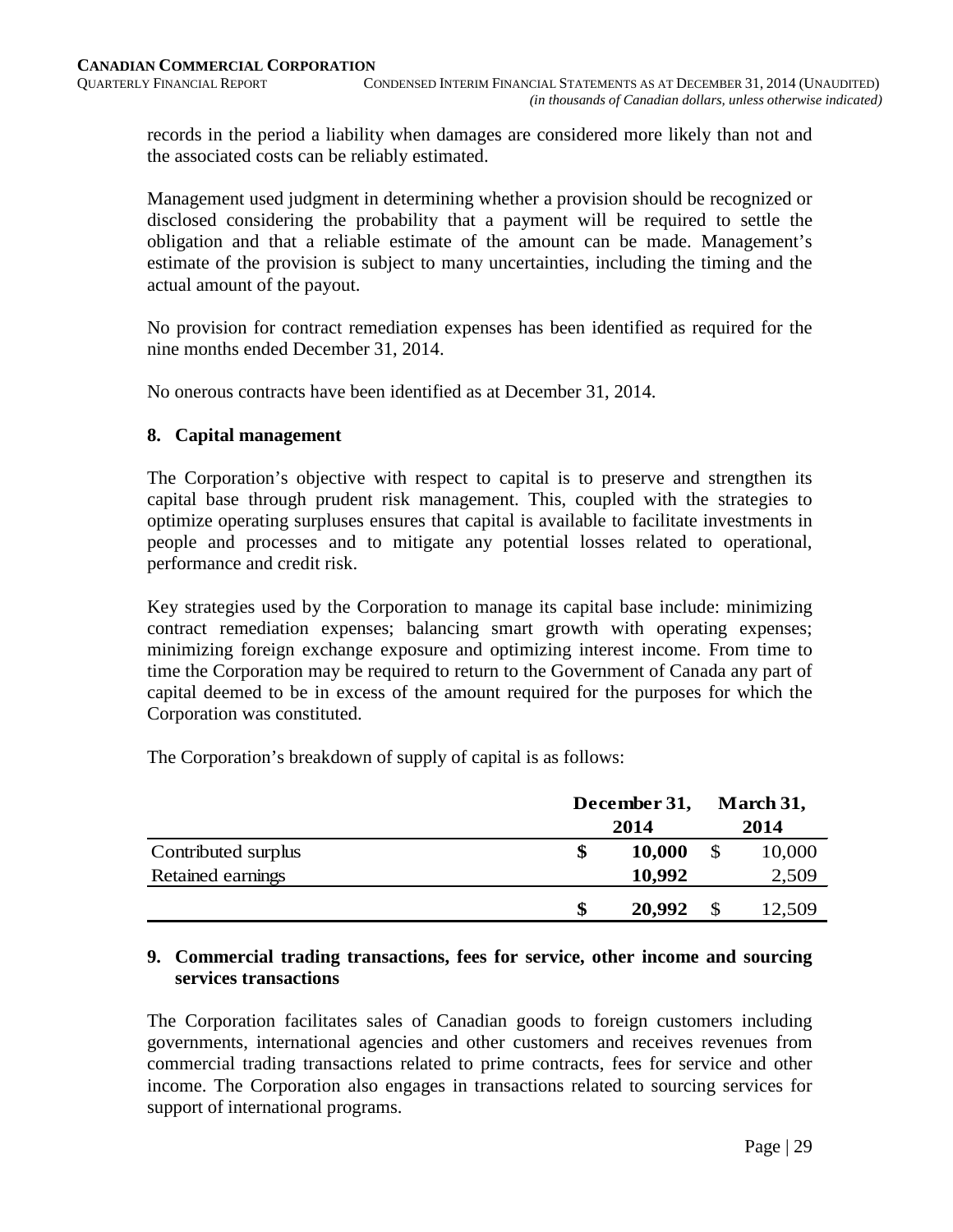records in the period a liability when damages are considered more likely than not and the associated costs can be reliably estimated.

Management used judgment in determining whether a provision should be recognized or disclosed considering the probability that a payment will be required to settle the obligation and that a reliable estimate of the amount can be made. Management's estimate of the provision is subject to many uncertainties, including the timing and the actual amount of the payout.

No provision for contract remediation expenses has been identified as required for the nine months ended December 31, 2014.

No onerous contracts have been identified as at December 31, 2014.

## 8. Capital management

The Corporation's objective with respect to capital is to preserve and strengthen its capital base through prudent risk management. This, coupled with the strategies to optimize operating surpluses ensures that capital is available to facilitate investments in people and processes and to mitigate any potential losses related to operational, performance and credit risk.

Key strategies used by the Corporation to manage its capital base include: minimizing contract remediation expenses; balancing smart growth with operating expenses; minimizing foreign exchange exposure and optimizing interest income. From time to time the Corporation may be required to return to the Government of Canada any part of capital deemed to be in excess of the amount required for the purposes for which the Corporation was constituted.

The Corporation's breakdown of supply of capital is as follows:

| | **December 31, 2014** | **March 31, 2014** |
|---|---|---|
| Contributed surplus | **$ 10,000** | $ 10,000 |
| Retained earnings | **10,992** | 2,509 |
| | **$ 20,992** | $ 12,509 |

## 9. Commercial trading transactions, fees for service, other income and sourcing services transactions

The Corporation facilitates sales of Canadian goods to foreign customers including governments, international agencies and other customers and receives revenues from commercial trading transactions related to prime contracts, fees for service and other income. The Corporation also engages in transactions related to sourcing services for support of international programs.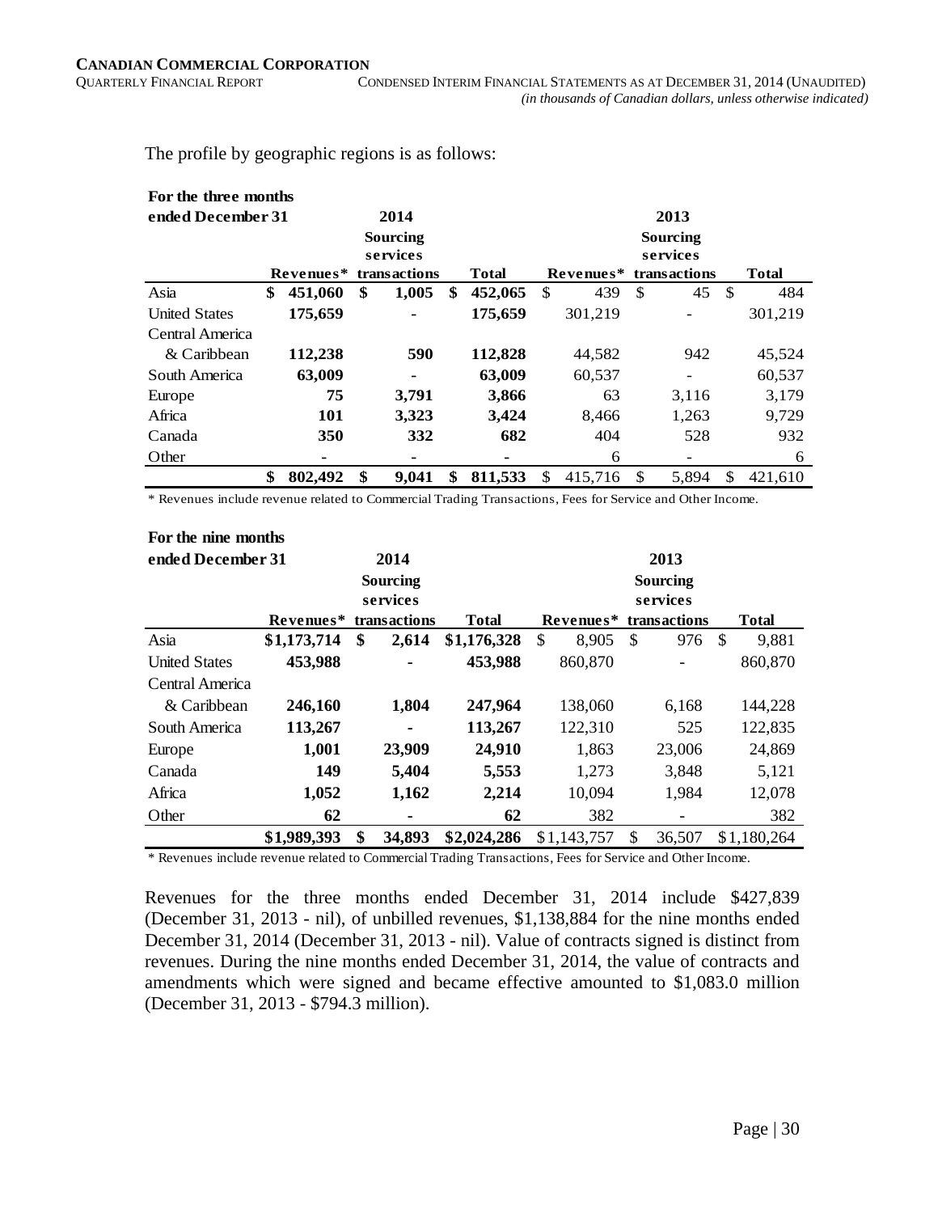The profile by geographic regions is as follows:

| For the three months ended December 31 | 2014 | | | 2013 | | |
|---|---|---|---|---|---|---|
| | Revenues* | Sourcing services transactions | Total | Revenues* | Sourcing services transactions | Total |
| Asia | **$ 451,060** | **$ 1,005** | **$ 452,065** | $ 439 | $ 45 | $ 484 |
| United States | **175,659** | **-** | **175,659** | 301,219 | - | 301,219 |
| Central America & Caribbean | **112,238** | **590** | **112,828** | 44,582 | 942 | 45,524 |
| South America | **63,009** | **-** | **63,009** | 60,537 | - | 60,537 |
| Europe | **75** | **3,791** | **3,866** | 63 | 3,116 | 3,179 |
| Africa | **101** | **3,323** | **3,424** | 8,466 | 1,263 | 9,729 |
| Canada | **350** | **332** | **682** | 404 | 528 | 932 |
| Other | **-** | **-** | **-** | 6 | - | 6 |
| | **$ 802,492** | **$ 9,041** | **$ 811,533** | $ 415,716 | $ 5,894 | $ 421,610 |

\* Revenues include revenue related to Commercial Trading Transactions, Fees for Service and Other Income.

| For the nine months ended December 31 | 2014 | | | 2013 | | |
|---|---|---|---|---|---|---|
| | Revenues* | Sourcing services transactions | Total | Revenues* | Sourcing services transactions | Total |
| Asia | **$1,173,714** | **$ 2,614** | **$1,176,328** | $ 8,905 | $ 976 | $ 9,881 |
| United States | **453,988** | **-** | **453,988** | 860,870 | - | 860,870 |
| Central America & Caribbean | **246,160** | **1,804** | **247,964** | 138,060 | 6,168 | 144,228 |
| South America | **113,267** | **-** | **113,267** | 122,310 | 525 | 122,835 |
| Europe | **1,001** | **23,909** | **24,910** | 1,863 | 23,006 | 24,869 |
| Canada | **149** | **5,404** | **5,553** | 1,273 | 3,848 | 5,121 |
| Africa | **1,052** | **1,162** | **2,214** | 10,094 | 1,984 | 12,078 |
| Other | **62** | **-** | **62** | 382 | - | 382 |
| | **$1,989,393** | **$ 34,893** | **$2,024,286** | $1,143,757 | $ 36,507 | $1,180,264 |

\* Revenues include revenue related to Commercial Trading Transactions, Fees for Service and Other Income.

Revenues for the three months ended December 31, 2014 include $427,839 (December 31, 2013 - nil), of unbilled revenues, $1,138,884 for the nine months ended December 31, 2014 (December 31, 2013 - nil). Value of contracts signed is distinct from revenues. During the nine months ended December 31, 2014, the value of contracts and amendments which were signed and became effective amounted to $1,083.0 million (December 31, 2013 - $794.3 million).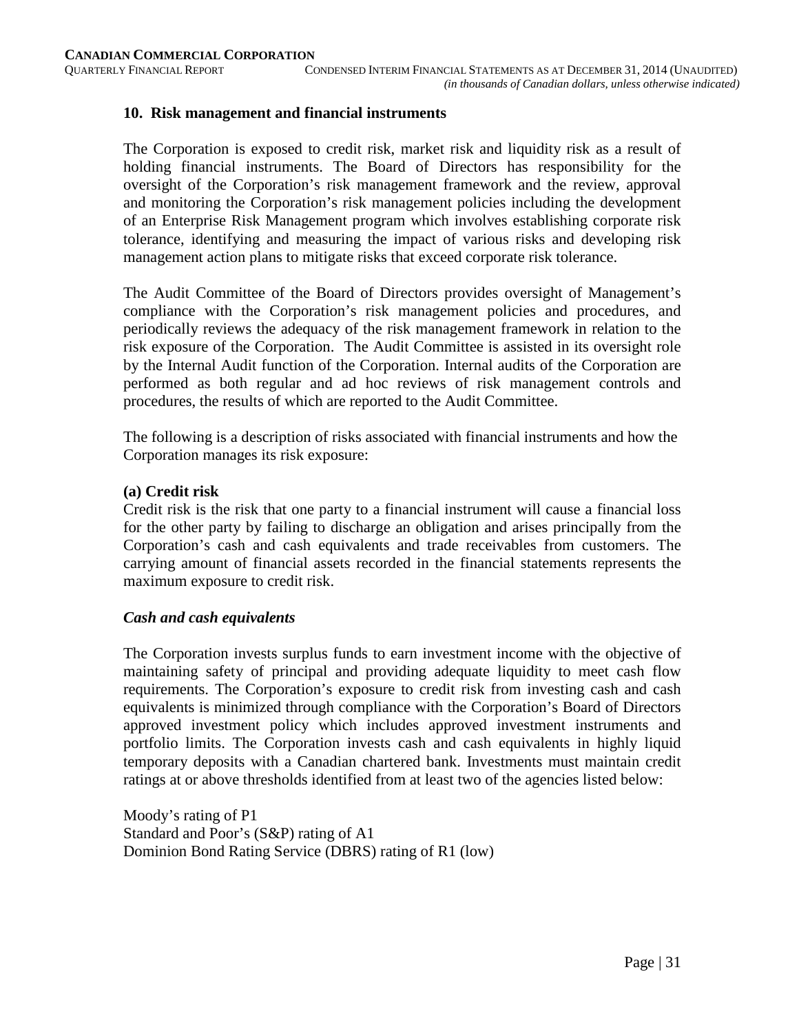## 10. Risk management and financial instruments

The Corporation is exposed to credit risk, market risk and liquidity risk as a result of holding financial instruments. The Board of Directors has responsibility for the oversight of the Corporation's risk management framework and the review, approval and monitoring the Corporation's risk management policies including the development of an Enterprise Risk Management program which involves establishing corporate risk tolerance, identifying and measuring the impact of various risks and developing risk management action plans to mitigate risks that exceed corporate risk tolerance.

The Audit Committee of the Board of Directors provides oversight of Management's compliance with the Corporation's risk management policies and procedures, and periodically reviews the adequacy of the risk management framework in relation to the risk exposure of the Corporation. The Audit Committee is assisted in its oversight role by the Internal Audit function of the Corporation. Internal audits of the Corporation are performed as both regular and ad hoc reviews of risk management controls and procedures, the results of which are reported to the Audit Committee.

The following is a description of risks associated with financial instruments and how the Corporation manages its risk exposure:

### (a) Credit risk

Credit risk is the risk that one party to a financial instrument will cause a financial loss for the other party by failing to discharge an obligation and arises principally from the Corporation's cash and cash equivalents and trade receivables from customers. The carrying amount of financial assets recorded in the financial statements represents the maximum exposure to credit risk.

#### *Cash and cash equivalents*

The Corporation invests surplus funds to earn investment income with the objective of maintaining safety of principal and providing adequate liquidity to meet cash flow requirements. The Corporation's exposure to credit risk from investing cash and cash equivalents is minimized through compliance with the Corporation's Board of Directors approved investment policy which includes approved investment instruments and portfolio limits. The Corporation invests cash and cash equivalents in highly liquid temporary deposits with a Canadian chartered bank. Investments must maintain credit ratings at or above thresholds identified from at least two of the agencies listed below:

Moody's rating of P1
Standard and Poor's (S&P) rating of A1
Dominion Bond Rating Service (DBRS) rating of R1 (low)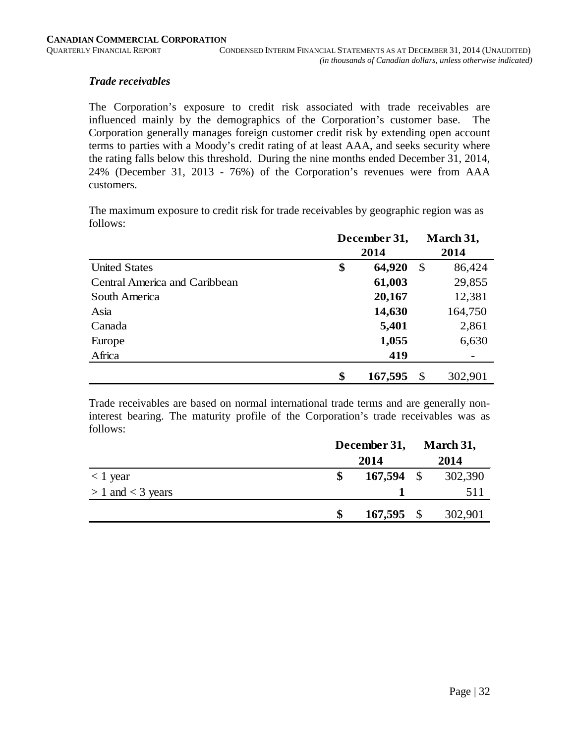### *Trade receivables*

The Corporation's exposure to credit risk associated with trade receivables are influenced mainly by the demographics of the Corporation's customer base. The Corporation generally manages foreign customer credit risk by extending open account terms to parties with a Moody's credit rating of at least AAA, and seeks security where the rating falls below this threshold. During the nine months ended December 31, 2014, 24% (December 31, 2013 - 76%) of the Corporation's revenues were from AAA customers.

The maximum exposure to credit risk for trade receivables by geographic region was as follows:

| | December 31, 2014 | March 31, 2014 |
|---|---|---|
| United States | **$ 64,920** | $ 86,424 |
| Central America and Caribbean | **61,003** | 29,855 |
| South America | **20,167** | 12,381 |
| Asia | **14,630** | 164,750 |
| Canada | **5,401** | 2,861 |
| Europe | **1,055** | 6,630 |
| Africa | **419** | - |
| | **$ 167,595** | $ 302,901 |

Trade receivables are based on normal international trade terms and are generally non-interest bearing. The maturity profile of the Corporation's trade receivables was as follows:

| | December 31, 2014 | March 31, 2014 |
|---|---|---|
| < 1 year | **$ 167,594** | $ 302,390 |
| > 1 and < 3 years | **1** | 511 |
| | **$ 167,595** | $ 302,901 |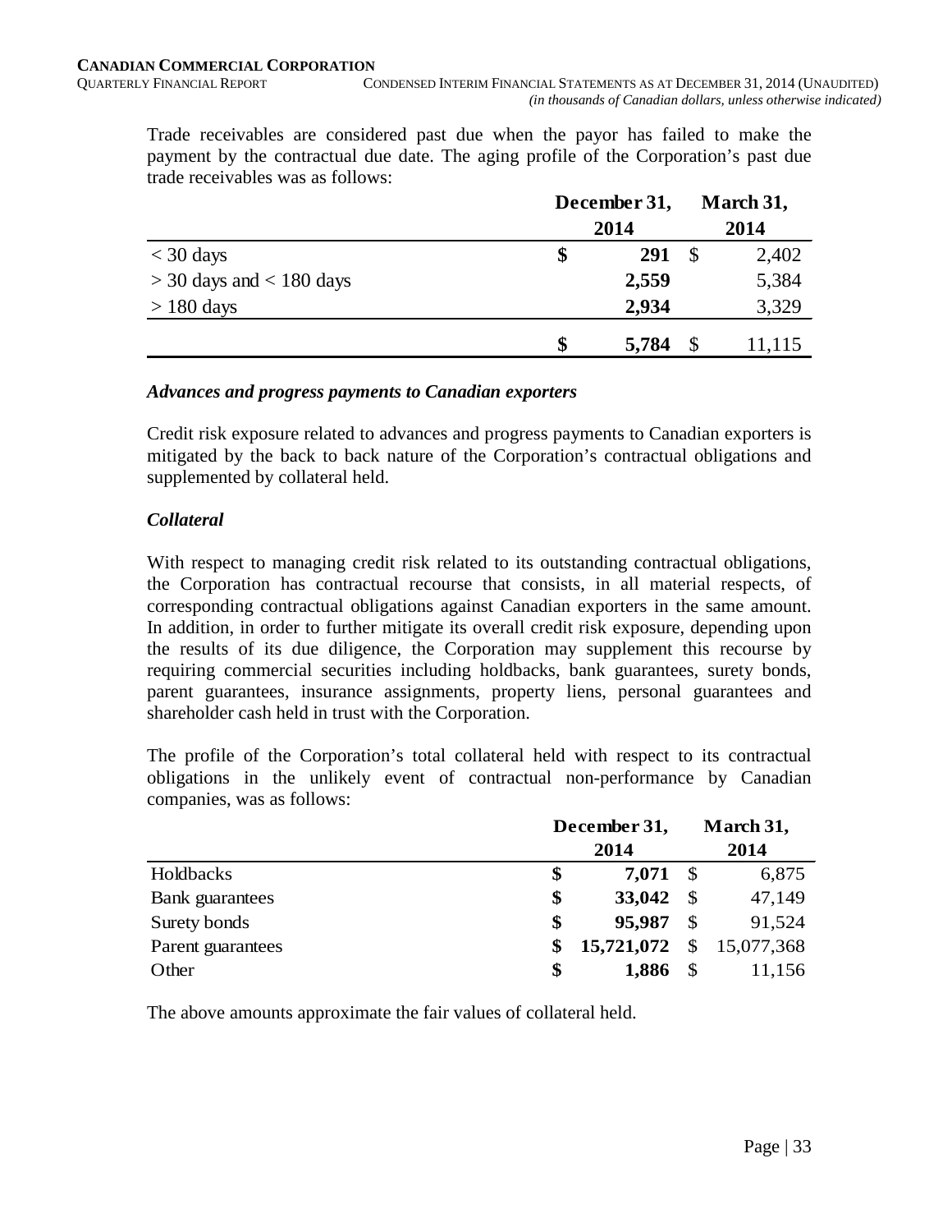Trade receivables are considered past due when the payor has failed to make the payment by the contractual due date. The aging profile of the Corporation's past due trade receivables was as follows:

| | December 31, 2014 | March 31, 2014 |
|---|---|---|
| < 30 days | **$ 291** | $ 2,402 |
| > 30 days and < 180 days | **2,559** | 5,384 |
| > 180 days | **2,934** | 3,329 |
| | **$ 5,784** | $ 11,115 |

### *Advances and progress payments to Canadian exporters*

Credit risk exposure related to advances and progress payments to Canadian exporters is mitigated by the back to back nature of the Corporation's contractual obligations and supplemented by collateral held.

### *Collateral*

With respect to managing credit risk related to its outstanding contractual obligations, the Corporation has contractual recourse that consists, in all material respects, of corresponding contractual obligations against Canadian exporters in the same amount. In addition, in order to further mitigate its overall credit risk exposure, depending upon the results of its due diligence, the Corporation may supplement this recourse by requiring commercial securities including holdbacks, bank guarantees, surety bonds, parent guarantees, insurance assignments, property liens, personal guarantees and shareholder cash held in trust with the Corporation.

The profile of the Corporation's total collateral held with respect to its contractual obligations in the unlikely event of contractual non-performance by Canadian companies, was as follows:

| | December 31, 2014 | March 31, 2014 |
|---|---|---|
| Holdbacks | **$ 7,071** | $ 6,875 |
| Bank guarantees | **$ 33,042** | $ 47,149 |
| Surety bonds | **$ 95,987** | $ 91,524 |
| Parent guarantees | **$ 15,721,072** | $ 15,077,368 |
| Other | **$ 1,886** | $ 11,156 |

The above amounts approximate the fair values of collateral held.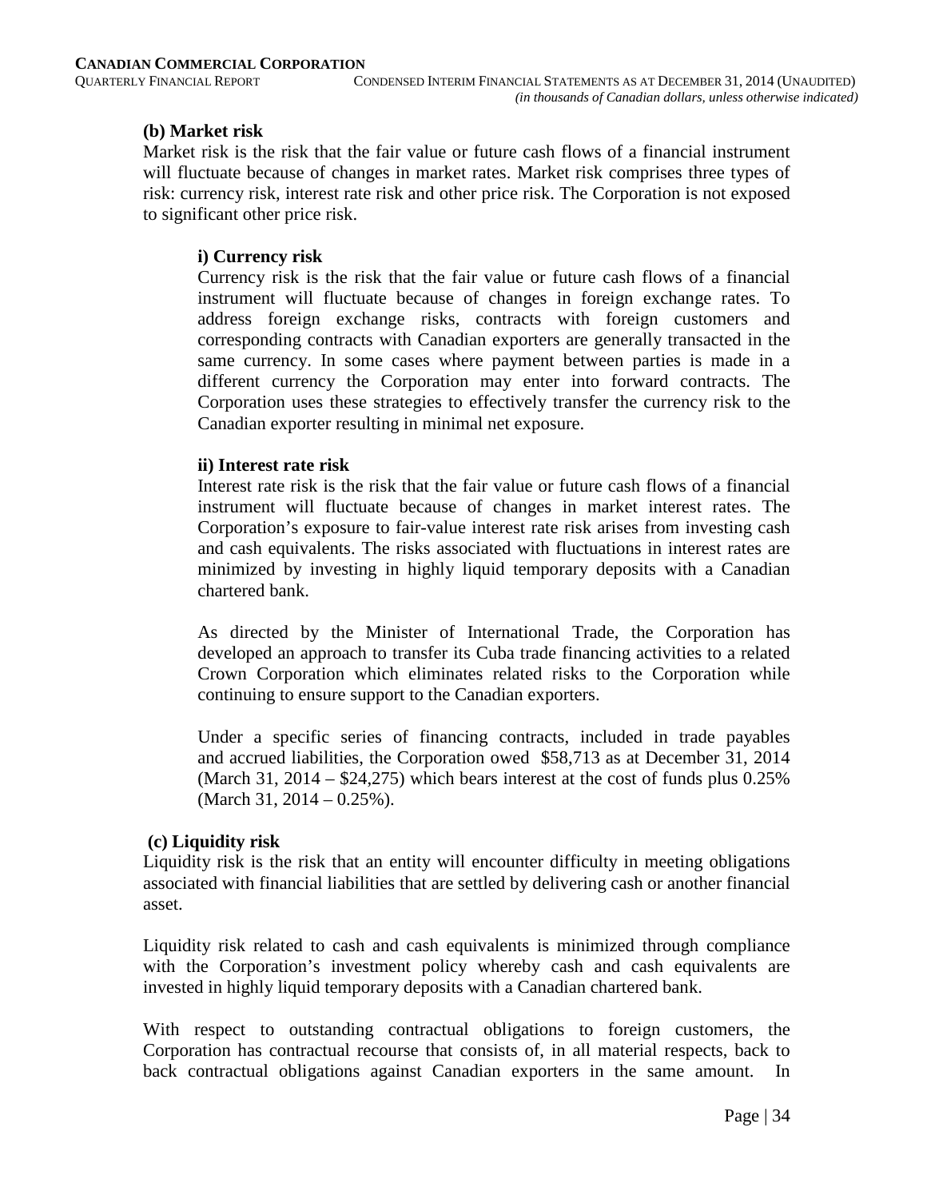### (b) Market risk

Market risk is the risk that the fair value or future cash flows of a financial instrument will fluctuate because of changes in market rates. Market risk comprises three types of risk: currency risk, interest rate risk and other price risk. The Corporation is not exposed to significant other price risk.

#### i) Currency risk

Currency risk is the risk that the fair value or future cash flows of a financial instrument will fluctuate because of changes in foreign exchange rates. To address foreign exchange risks, contracts with foreign customers and corresponding contracts with Canadian exporters are generally transacted in the same currency. In some cases where payment between parties is made in a different currency the Corporation may enter into forward contracts. The Corporation uses these strategies to effectively transfer the currency risk to the Canadian exporter resulting in minimal net exposure.

#### ii) Interest rate risk

Interest rate risk is the risk that the fair value or future cash flows of a financial instrument will fluctuate because of changes in market interest rates. The Corporation's exposure to fair-value interest rate risk arises from investing cash and cash equivalents. The risks associated with fluctuations in interest rates are minimized by investing in highly liquid temporary deposits with a Canadian chartered bank.

As directed by the Minister of International Trade, the Corporation has developed an approach to transfer its Cuba trade financing activities to a related Crown Corporation which eliminates related risks to the Corporation while continuing to ensure support to the Canadian exporters.

Under a specific series of financing contracts, included in trade payables and accrued liabilities, the Corporation owed $58,713 as at December 31, 2014 (March 31, 2014 – $24,275) which bears interest at the cost of funds plus 0.25% (March 31, 2014 – 0.25%).

### (c) Liquidity risk

Liquidity risk is the risk that an entity will encounter difficulty in meeting obligations associated with financial liabilities that are settled by delivering cash or another financial asset.

Liquidity risk related to cash and cash equivalents is minimized through compliance with the Corporation's investment policy whereby cash and cash equivalents are invested in highly liquid temporary deposits with a Canadian chartered bank.

With respect to outstanding contractual obligations to foreign customers, the Corporation has contractual recourse that consists of, in all material respects, back to back contractual obligations against Canadian exporters in the same amount. In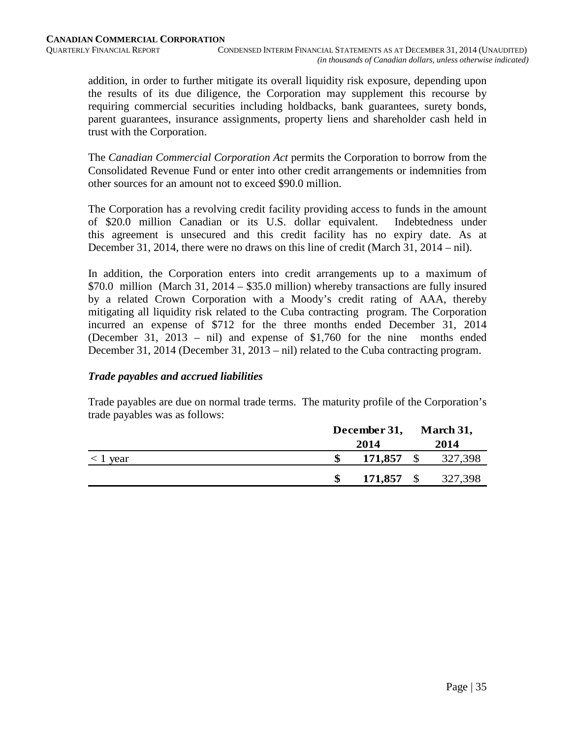addition, in order to further mitigate its overall liquidity risk exposure, depending upon the results of its due diligence, the Corporation may supplement this recourse by requiring commercial securities including holdbacks, bank guarantees, surety bonds, parent guarantees, insurance assignments, property liens and shareholder cash held in trust with the Corporation.

The *Canadian Commercial Corporation Act* permits the Corporation to borrow from the Consolidated Revenue Fund or enter into other credit arrangements or indemnities from other sources for an amount not to exceed $90.0 million.

The Corporation has a revolving credit facility providing access to funds in the amount of $20.0 million Canadian or its U.S. dollar equivalent. Indebtedness under this agreement is unsecured and this credit facility has no expiry date. As at December 31, 2014, there were no draws on this line of credit (March 31, 2014 – nil).

In addition, the Corporation enters into credit arrangements up to a maximum of $70.0 million (March 31, 2014 – $35.0 million) whereby transactions are fully insured by a related Crown Corporation with a Moody's credit rating of AAA, thereby mitigating all liquidity risk related to the Cuba contracting program. The Corporation incurred an expense of $712 for the three months ended December 31, 2014 (December 31, 2013 – nil) and expense of $1,760 for the nine months ended December 31, 2014 (December 31, 2013 – nil) related to the Cuba contracting program.

***Trade payables and accrued liabilities***

Trade payables are due on normal trade terms. The maturity profile of the Corporation's trade payables was as follows:

| | December 31, 2014 | March 31, 2014 |
|---|---|---|
| < 1 year | **$ 171,857** | $ 327,398 |
| | **$ 171,857** | $ 327,398 |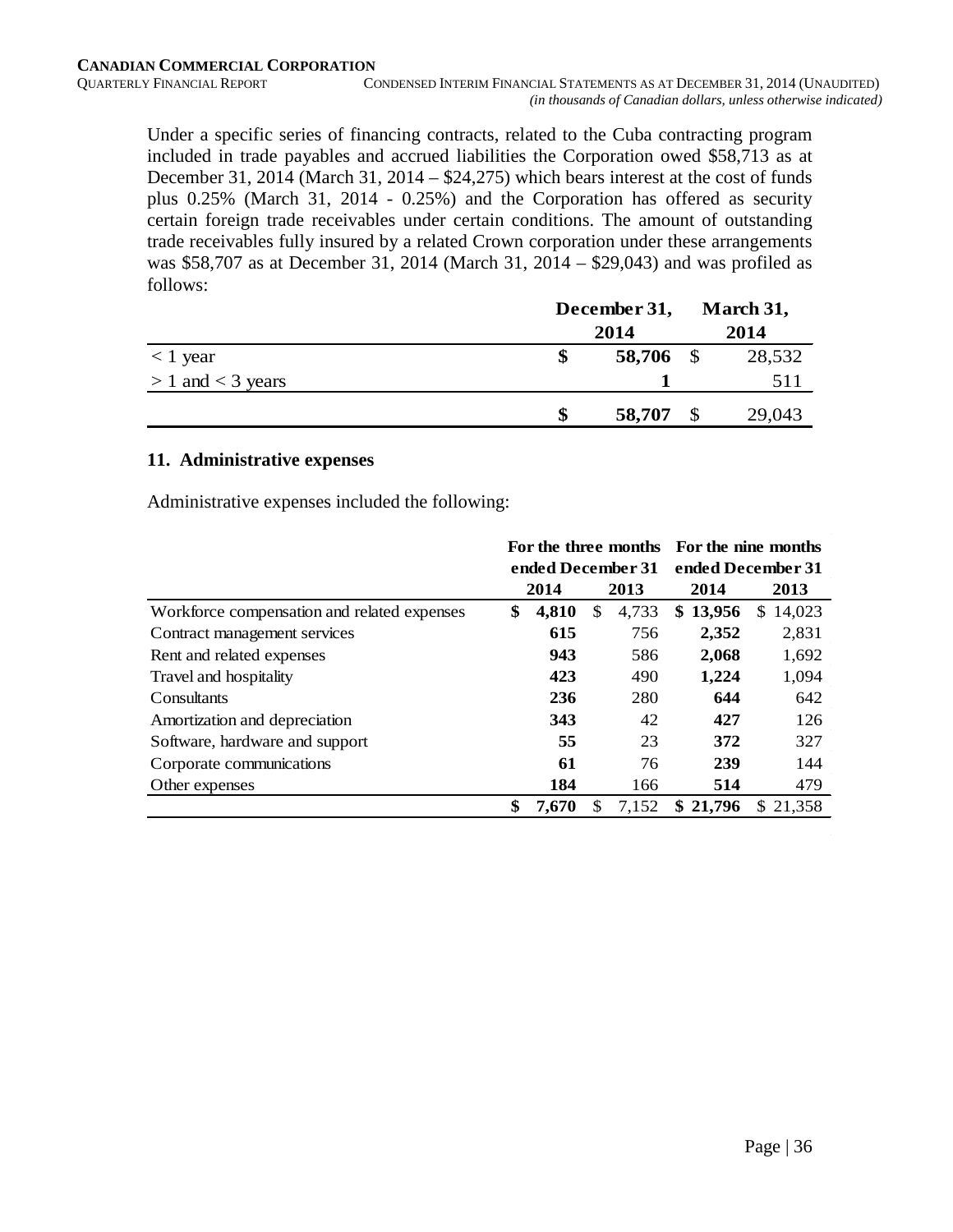Under a specific series of financing contracts, related to the Cuba contracting program included in trade payables and accrued liabilities the Corporation owed $58,713 as at December 31, 2014 (March 31, 2014 – $24,275) which bears interest at the cost of funds plus 0.25% (March 31, 2014 - 0.25%) and the Corporation has offered as security certain foreign trade receivables under certain conditions. The amount of outstanding trade receivables fully insured by a related Crown corporation under these arrangements was $58,707 as at December 31, 2014 (March 31, 2014 – $29,043) and was profiled as follows:

| | December 31, 2014 | March 31, 2014 |
|---|---|---|
| < 1 year | **$ 58,706** | $ 28,532 |
| > 1 and < 3 years | **1** | 511 |
| | **$ 58,707** | $ 29,043 |

## 11. Administrative expenses

Administrative expenses included the following:

| | For the three months ended December 31 | | For the nine months ended December 31 | |
|---|---|---|---|---|
| | **2014** | 2013 | **2014** | 2013 |
| Workforce compensation and related expenses | **$ 4,810** | $ 4,733 | **$ 13,956** | $ 14,023 |
| Contract management services | **615** | 756 | **2,352** | 2,831 |
| Rent and related expenses | **943** | 586 | **2,068** | 1,692 |
| Travel and hospitality | **423** | 490 | **1,224** | 1,094 |
| Consultants | **236** | 280 | **644** | 642 |
| Amortization and depreciation | **343** | 42 | **427** | 126 |
| Software, hardware and support | **55** | 23 | **372** | 327 |
| Corporate communications | **61** | 76 | **239** | 144 |
| Other expenses | **184** | 166 | **514** | 479 |
| | **$ 7,670** | $ 7,152 | **$ 21,796** | $ 21,358 |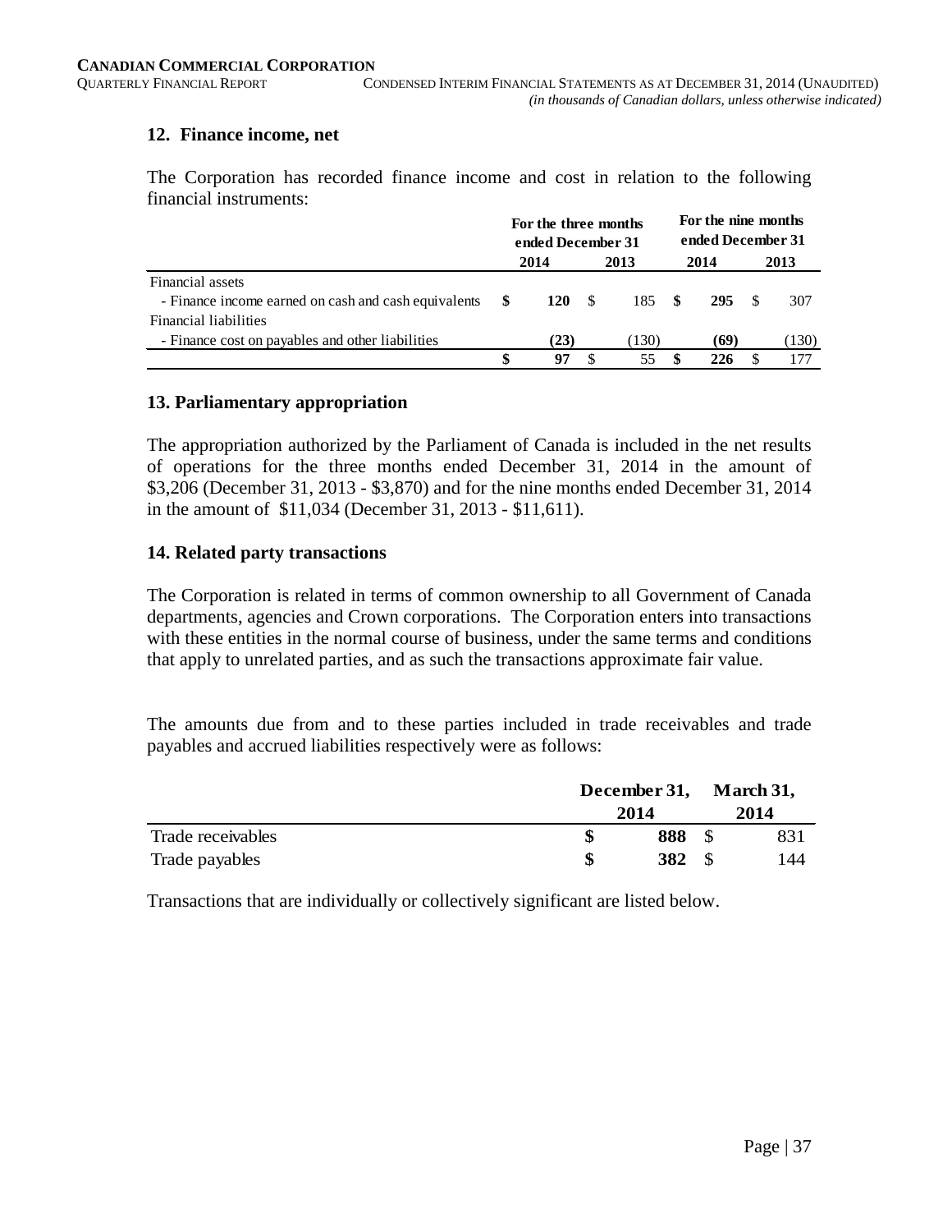## 12. Finance income, net

The Corporation has recorded finance income and cost in relation to the following financial instruments:

| | For the three months ended December 31 | | For the nine months ended December 31 | |
|---|---|---|---|---|
| | **2014** | 2013 | **2014** | 2013 |
| Financial assets | | | | |
| - Finance income earned on cash and cash equivalents | **$ 120** | $ 185 | **$ 295** | $ 307 |
| Financial liabilities | | | | |
| - Finance cost on payables and other liabilities | **(23)** | (130) | **(69)** | (130) |
| | **$ 97** | $ 55 | **$ 226** | $ 177 |

## 13. Parliamentary appropriation

The appropriation authorized by the Parliament of Canada is included in the net results of operations for the three months ended December 31, 2014 in the amount of $3,206 (December 31, 2013 - $3,870) and for the nine months ended December 31, 2014 in the amount of $11,034 (December 31, 2013 - $11,611).

## 14. Related party transactions

The Corporation is related in terms of common ownership to all Government of Canada departments, agencies and Crown corporations. The Corporation enters into transactions with these entities in the normal course of business, under the same terms and conditions that apply to unrelated parties, and as such the transactions approximate fair value.

The amounts due from and to these parties included in trade receivables and trade payables and accrued liabilities respectively were as follows:

| | **December 31, 2014** | **March 31, 2014** |
|---|---|---|
| Trade receivables | **$ 888** | $ 831 |
| Trade payables | **$ 382** | $ 144 |

Transactions that are individually or collectively significant are listed below.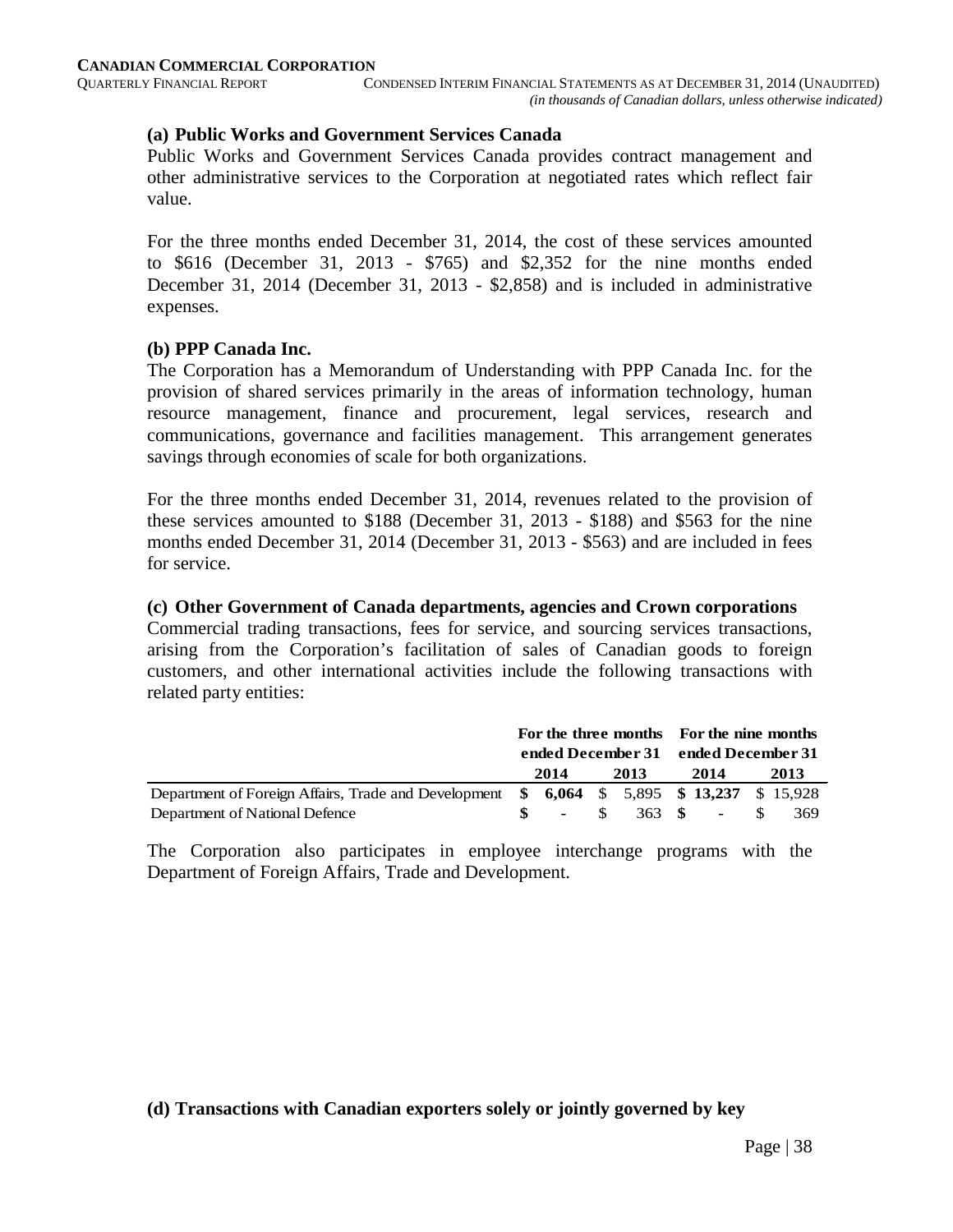### (a) Public Works and Government Services Canada

Public Works and Government Services Canada provides contract management and other administrative services to the Corporation at negotiated rates which reflect fair value.

For the three months ended December 31, 2014, the cost of these services amounted to \$616 (December 31, 2013 - \$765) and \$2,352 for the nine months ended December 31, 2014 (December 31, 2013 - \$2,858) and is included in administrative expenses.

### (b) PPP Canada Inc.

The Corporation has a Memorandum of Understanding with PPP Canada Inc. for the provision of shared services primarily in the areas of information technology, human resource management, finance and procurement, legal services, research and communications, governance and facilities management. This arrangement generates savings through economies of scale for both organizations.

For the three months ended December 31, 2014, revenues related to the provision of these services amounted to \$188 (December 31, 2013 - \$188) and \$563 for the nine months ended December 31, 2014 (December 31, 2013 - \$563) and are included in fees for service.

### (c) Other Government of Canada departments, agencies and Crown corporations

Commercial trading transactions, fees for service, and sourcing services transactions, arising from the Corporation's facilitation of sales of Canadian goods to foreign customers, and other international activities include the following transactions with related party entities:

| | For the three months ended December 31 | | For the nine months ended December 31 | |
|---|---|---|---|---|
| | **2014** | **2013** | **2014** | **2013** |
| Department of Foreign Affairs, Trade and Development | **\$ 6,064** | \$ 5,895 | **\$ 13,237** | \$ 15,928 |
| Department of National Defence | **\$ -** | \$ 363 | **\$ -** | \$ 369 |

The Corporation also participates in employee interchange programs with the Department of Foreign Affairs, Trade and Development.

### (d) Transactions with Canadian exporters solely or jointly governed by key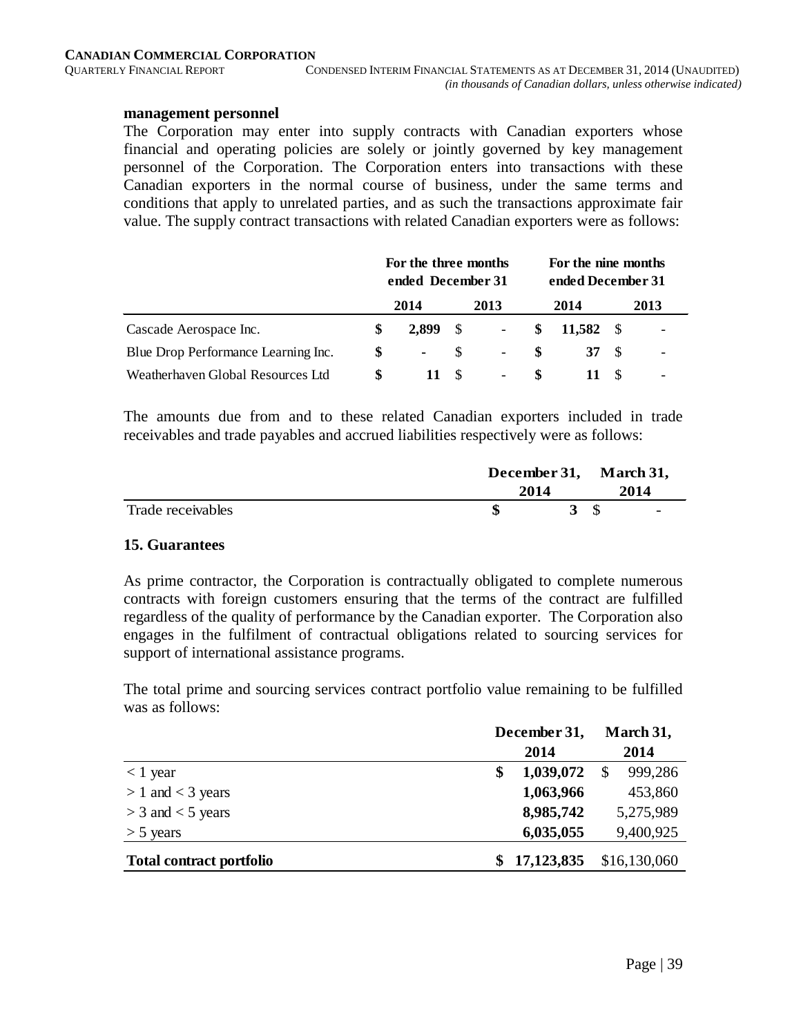**management personnel**

The Corporation may enter into supply contracts with Canadian exporters whose financial and operating policies are solely or jointly governed by key management personnel of the Corporation. The Corporation enters into transactions with these Canadian exporters in the normal course of business, under the same terms and conditions that apply to unrelated parties, and as such the transactions approximate fair value. The supply contract transactions with related Canadian exporters were as follows:

| | For the three months ended December 31 | | For the nine months ended December 31 | |
|---|---|---|---|---|
| | **2014** | 2013 | **2014** | 2013 |
| Cascade Aerospace Inc. | **$ 2,899** | $ - | **$ 11,582** | $ - |
| Blue Drop Performance Learning Inc. | **$ -** | $ - | **$ 37** | $ - |
| Weatherhaven Global Resources Ltd | **$ 11** | $ - | **$ 11** | $ - |

The amounts due from and to these related Canadian exporters included in trade receivables and trade payables and accrued liabilities respectively were as follows:

| | December 31, 2014 | March 31, 2014 |
|---|---|---|
| Trade receivables | **$ 3** | $ - |

**15. Guarantees**

As prime contractor, the Corporation is contractually obligated to complete numerous contracts with foreign customers ensuring that the terms of the contract are fulfilled regardless of the quality of performance by the Canadian exporter. The Corporation also engages in the fulfilment of contractual obligations related to sourcing services for support of international assistance programs.

The total prime and sourcing services contract portfolio value remaining to be fulfilled was as follows:

| | December 31, 2014 | March 31, 2014 |
|---|---|---|
| < 1 year | **$ 1,039,072** | $ 999,286 |
| > 1 and < 3 years | **1,063,966** | 453,860 |
| > 3 and < 5 years | **8,985,742** | 5,275,989 |
| > 5 years | **6,035,055** | 9,400,925 |
| **Total contract portfolio** | **$ 17,123,835** | $16,130,060 |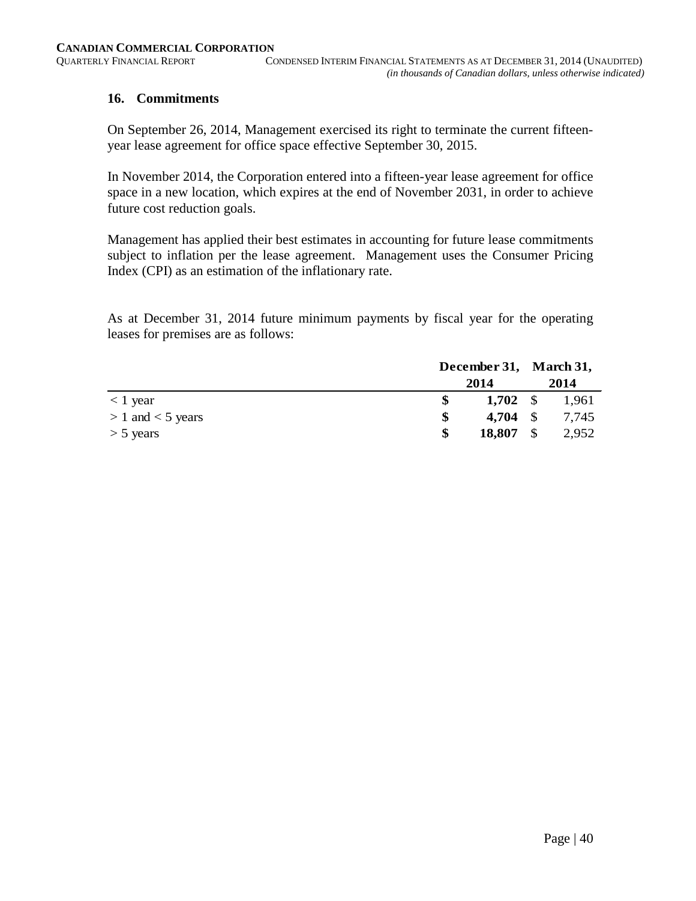## 16. Commitments

On September 26, 2014, Management exercised its right to terminate the current fifteen-year lease agreement for office space effective September 30, 2015.

In November 2014, the Corporation entered into a fifteen-year lease agreement for office space in a new location, which expires at the end of November 2031, in order to achieve future cost reduction goals.

Management has applied their best estimates in accounting for future lease commitments subject to inflation per the lease agreement. Management uses the Consumer Pricing Index (CPI) as an estimation of the inflationary rate.

As at December 31, 2014 future minimum payments by fiscal year for the operating leases for premises are as follows:

| | December 31, 2014 | March 31, 2014 |
|---|---|---|
| < 1 year | **$ 1,702** | $ 1,961 |
| > 1 and < 5 years | **$ 4,704** | $ 7,745 |
| > 5 years | **$ 18,807** | $ 2,952 |